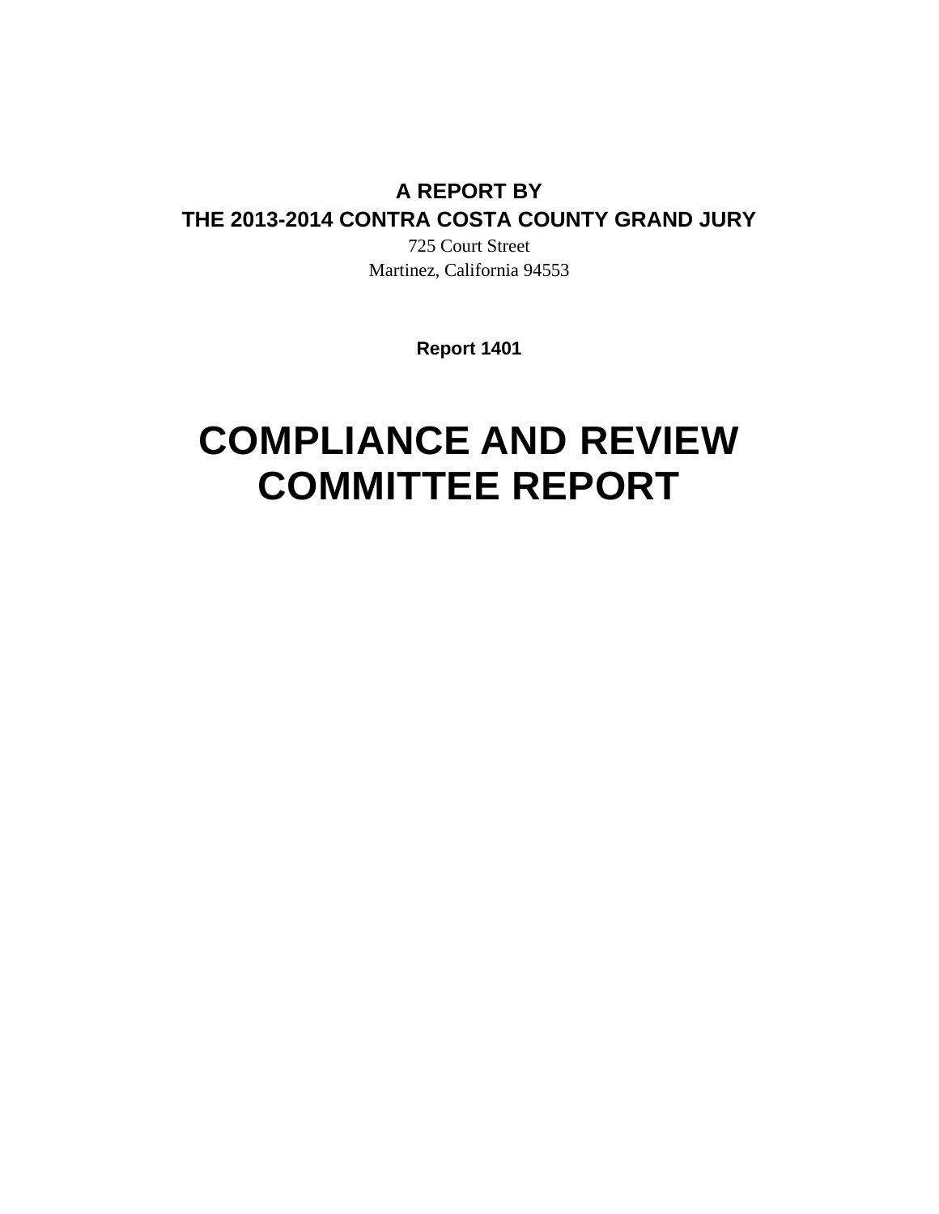**A REPORT BY**

**THE 2013-2014 CONTRA COSTA COUNTY GRAND JURY**

725 Court Street

Martinez, California 94553

**Report 1401**

# COMPLIANCE AND REVIEW COMMITTEE REPORT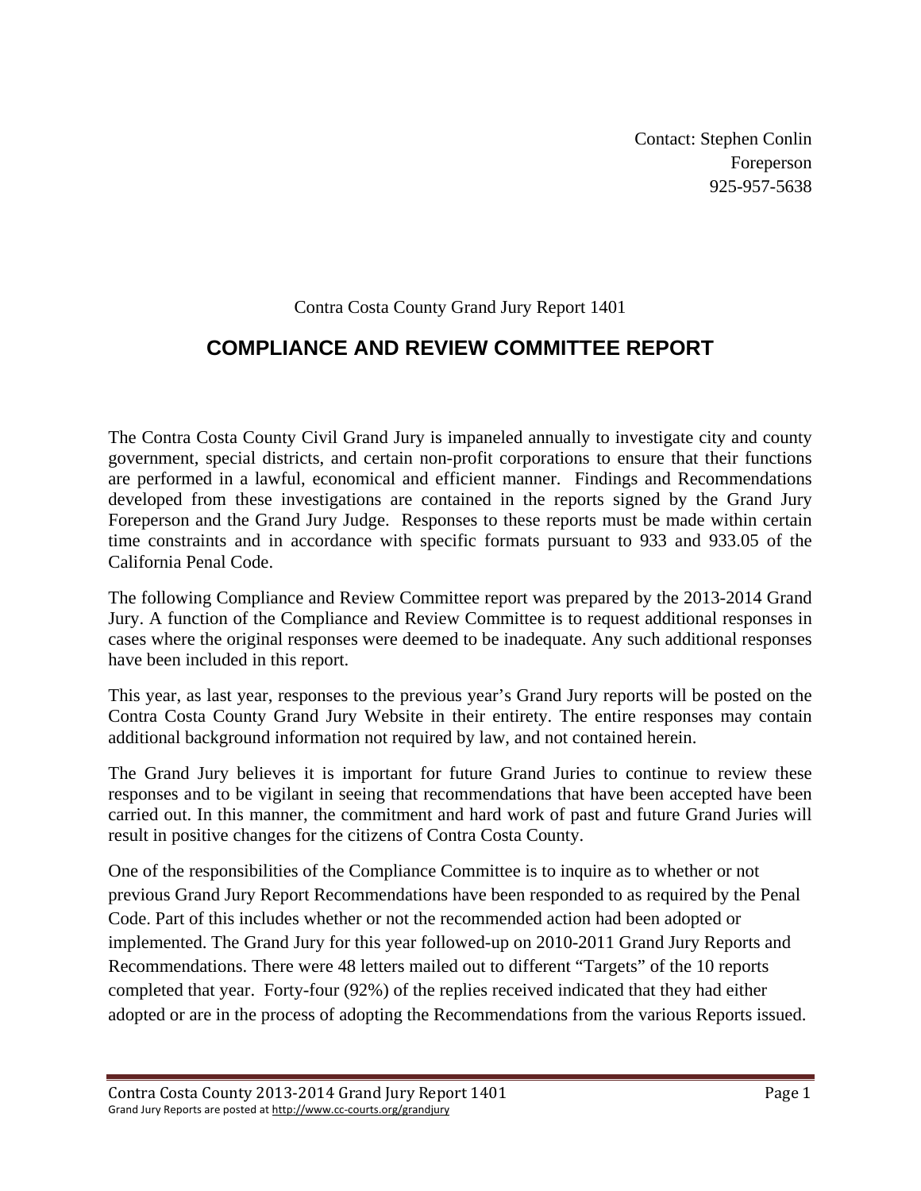Contact: Stephen Conlin
Foreperson
925-957-5638

Contra Costa County Grand Jury Report 1401

# COMPLIANCE AND REVIEW COMMITTEE REPORT

The Contra Costa County Civil Grand Jury is impaneled annually to investigate city and county government, special districts, and certain non-profit corporations to ensure that their functions are performed in a lawful, economical and efficient manner. Findings and Recommendations developed from these investigations are contained in the reports signed by the Grand Jury Foreperson and the Grand Jury Judge. Responses to these reports must be made within certain time constraints and in accordance with specific formats pursuant to 933 and 933.05 of the California Penal Code.

The following Compliance and Review Committee report was prepared by the 2013-2014 Grand Jury. A function of the Compliance and Review Committee is to request additional responses in cases where the original responses were deemed to be inadequate. Any such additional responses have been included in this report.

This year, as last year, responses to the previous year's Grand Jury reports will be posted on the Contra Costa County Grand Jury Website in their entirety. The entire responses may contain additional background information not required by law, and not contained herein.

The Grand Jury believes it is important for future Grand Juries to continue to review these responses and to be vigilant in seeing that recommendations that have been accepted have been carried out. In this manner, the commitment and hard work of past and future Grand Juries will result in positive changes for the citizens of Contra Costa County.

One of the responsibilities of the Compliance Committee is to inquire as to whether or not previous Grand Jury Report Recommendations have been responded to as required by the Penal Code. Part of this includes whether or not the recommended action had been adopted or implemented. The Grand Jury for this year followed-up on 2010-2011 Grand Jury Reports and Recommendations. There were 48 letters mailed out to different "Targets" of the 10 reports completed that year. Forty-four (92%) of the replies received indicated that they had either adopted or are in the process of adopting the Recommendations from the various Reports issued.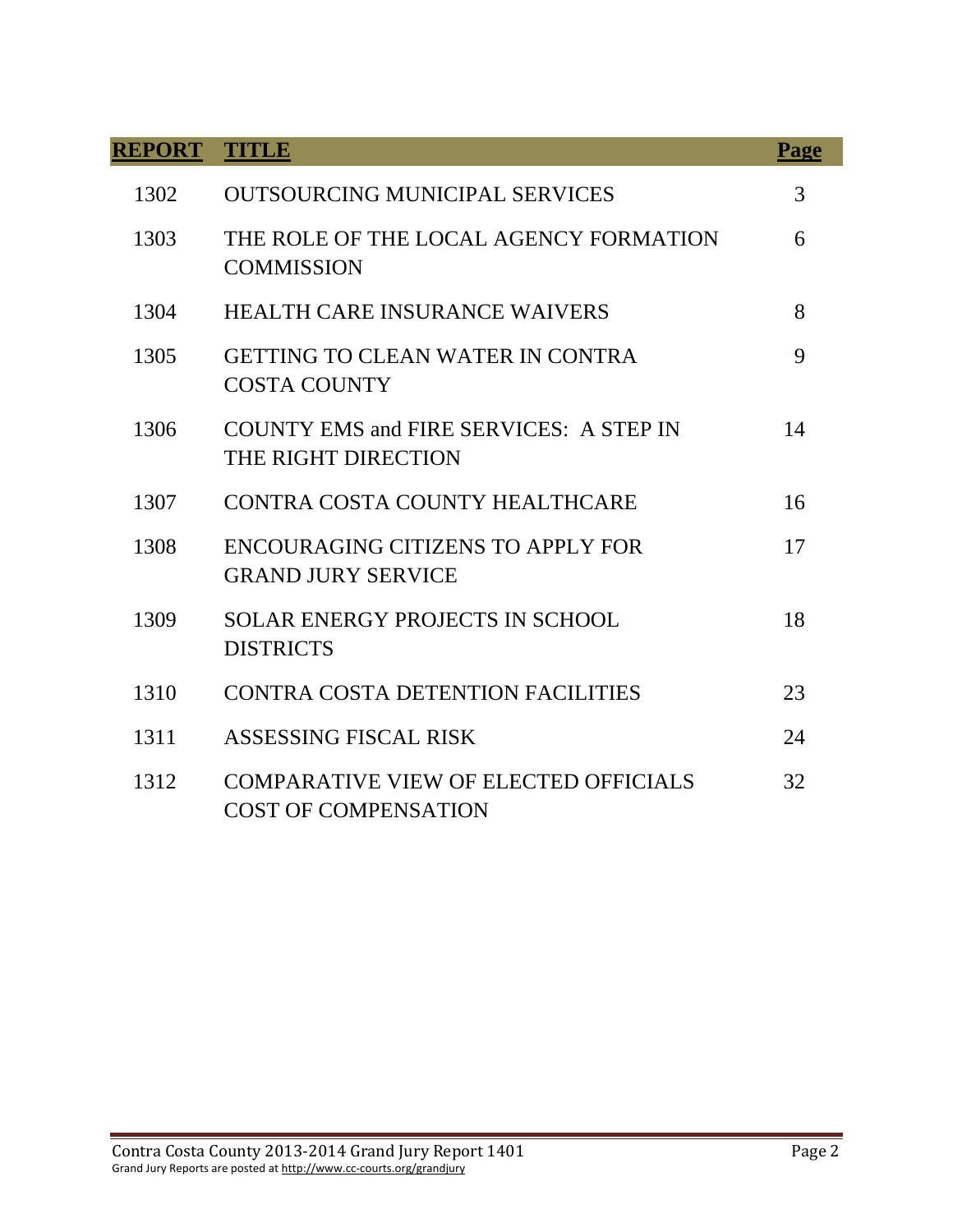| REPORT | TITLE | Page |
|---|---|---|
| 1302 | OUTSOURCING MUNICIPAL SERVICES | 3 |
| 1303 | THE ROLE OF THE LOCAL AGENCY FORMATION COMMISSION | 6 |
| 1304 | HEALTH CARE INSURANCE WAIVERS | 8 |
| 1305 | GETTING TO CLEAN WATER IN CONTRA COSTA COUNTY | 9 |
| 1306 | COUNTY EMS and FIRE SERVICES: A STEP IN THE RIGHT DIRECTION | 14 |
| 1307 | CONTRA COSTA COUNTY HEALTHCARE | 16 |
| 1308 | ENCOURAGING CITIZENS TO APPLY FOR GRAND JURY SERVICE | 17 |
| 1309 | SOLAR ENERGY PROJECTS IN SCHOOL DISTRICTS | 18 |
| 1310 | CONTRA COSTA DETENTION FACILITIES | 23 |
| 1311 | ASSESSING FISCAL RISK | 24 |
| 1312 | COMPARATIVE VIEW OF ELECTED OFFICIALS COST OF COMPENSATION | 32 |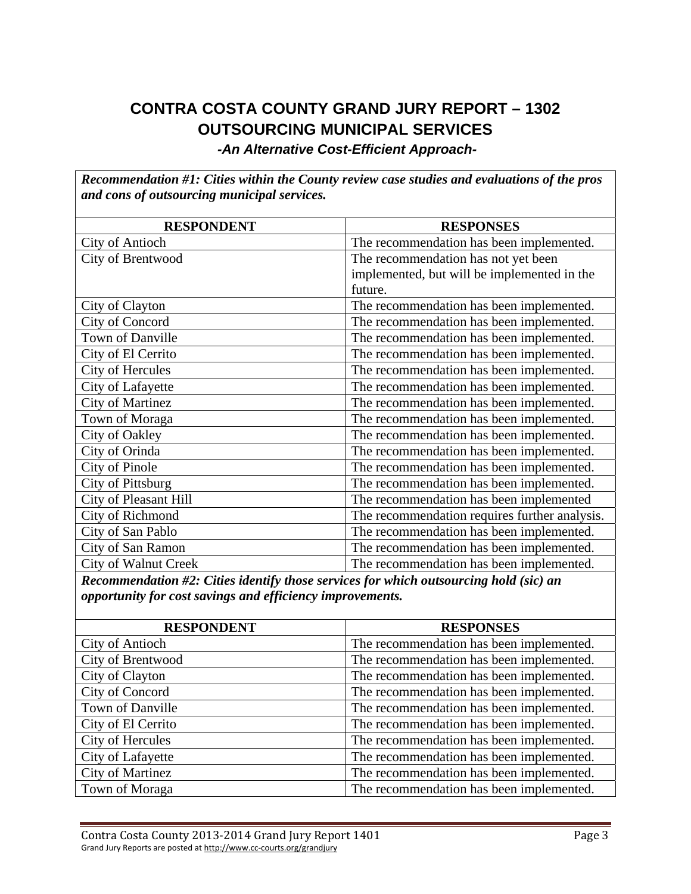# CONTRA COSTA COUNTY GRAND JURY REPORT – 1302
## OUTSOURCING MUNICIPAL SERVICES
### *-An Alternative Cost-Efficient Approach-*

***Recommendation #1: Cities within the County review case studies and evaluations of the pros and cons of outsourcing municipal services.***

| RESPONDENT | RESPONSES |
|---|---|
| City of Antioch | The recommendation has been implemented. |
| City of Brentwood | The recommendation has not yet been implemented, but will be implemented in the future. |
| City of Clayton | The recommendation has been implemented. |
| City of Concord | The recommendation has been implemented. |
| Town of Danville | The recommendation has been implemented. |
| City of El Cerrito | The recommendation has been implemented. |
| City of Hercules | The recommendation has been implemented. |
| City of Lafayette | The recommendation has been implemented. |
| City of Martinez | The recommendation has been implemented. |
| Town of Moraga | The recommendation has been implemented. |
| City of Oakley | The recommendation has been implemented. |
| City of Orinda | The recommendation has been implemented. |
| City of Pinole | The recommendation has been implemented. |
| City of Pittsburg | The recommendation has been implemented. |
| City of Pleasant Hill | The recommendation has been implemented |
| City of Richmond | The recommendation requires further analysis. |
| City of San Pablo | The recommendation has been implemented. |
| City of San Ramon | The recommendation has been implemented. |
| City of Walnut Creek | The recommendation has been implemented. |

***Recommendation #2: Cities identify those services for which outsourcing hold (sic) an opportunity for cost savings and efficiency improvements.***

| RESPONDENT | RESPONSES |
|---|---|
| City of Antioch | The recommendation has been implemented. |
| City of Brentwood | The recommendation has been implemented. |
| City of Clayton | The recommendation has been implemented. |
| City of Concord | The recommendation has been implemented. |
| Town of Danville | The recommendation has been implemented. |
| City of El Cerrito | The recommendation has been implemented. |
| City of Hercules | The recommendation has been implemented. |
| City of Lafayette | The recommendation has been implemented. |
| City of Martinez | The recommendation has been implemented. |
| Town of Moraga | The recommendation has been implemented. |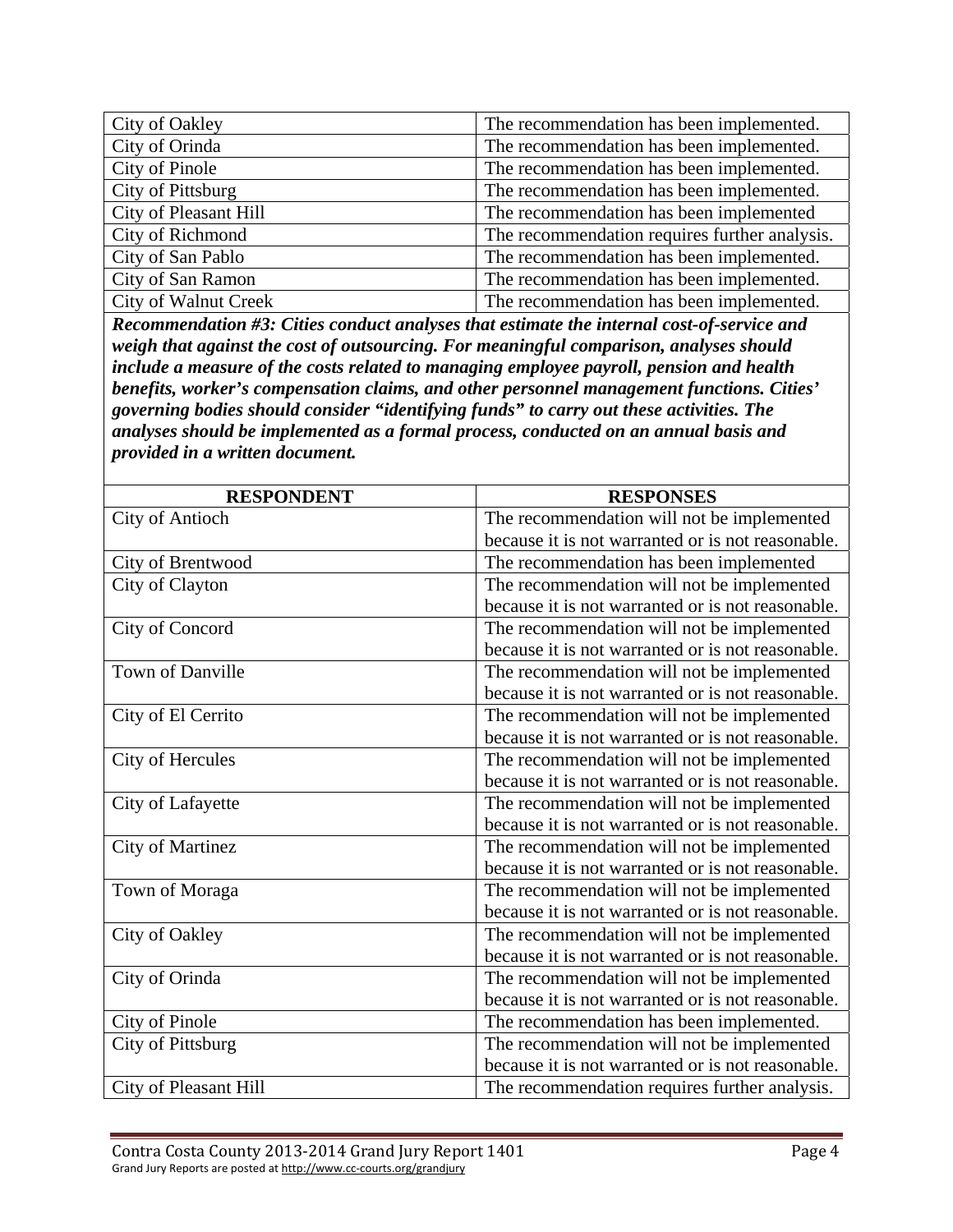| | |
|---|---|
| City of Oakley | The recommendation has been implemented. |
| City of Orinda | The recommendation has been implemented. |
| City of Pinole | The recommendation has been implemented. |
| City of Pittsburg | The recommendation has been implemented. |
| City of Pleasant Hill | The recommendation has been implemented |
| City of Richmond | The recommendation requires further analysis. |
| City of San Pablo | The recommendation has been implemented. |
| City of San Ramon | The recommendation has been implemented. |
| City of Walnut Creek | The recommendation has been implemented. |

***Recommendation #3: Cities conduct analyses that estimate the internal cost-of-service and weigh that against the cost of outsourcing. For meaningful comparison, analyses should include a measure of the costs related to managing employee payroll, pension and health benefits, worker's compensation claims, and other personnel management functions. Cities' governing bodies should consider "identifying funds" to carry out these activities. The analyses should be implemented as a formal process, conducted on an annual basis and provided in a written document.***

| RESPONDENT | RESPONSES |
|---|---|
| City of Antioch | The recommendation will not be implemented because it is not warranted or is not reasonable. |
| City of Brentwood | The recommendation has been implemented |
| City of Clayton | The recommendation will not be implemented because it is not warranted or is not reasonable. |
| City of Concord | The recommendation will not be implemented because it is not warranted or is not reasonable. |
| Town of Danville | The recommendation will not be implemented because it is not warranted or is not reasonable. |
| City of El Cerrito | The recommendation will not be implemented because it is not warranted or is not reasonable. |
| City of Hercules | The recommendation will not be implemented because it is not warranted or is not reasonable. |
| City of Lafayette | The recommendation will not be implemented because it is not warranted or is not reasonable. |
| City of Martinez | The recommendation will not be implemented because it is not warranted or is not reasonable. |
| Town of Moraga | The recommendation will not be implemented because it is not warranted or is not reasonable. |
| City of Oakley | The recommendation will not be implemented because it is not warranted or is not reasonable. |
| City of Orinda | The recommendation will not be implemented because it is not warranted or is not reasonable. |
| City of Pinole | The recommendation has been implemented. |
| City of Pittsburg | The recommendation will not be implemented because it is not warranted or is not reasonable. |
| City of Pleasant Hill | The recommendation requires further analysis. |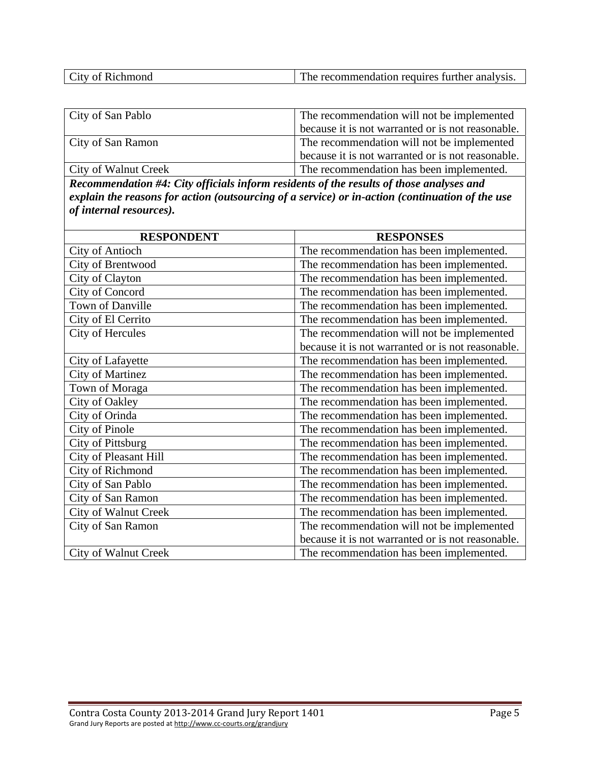| City of Richmond | The recommendation requires further analysis. |
|---|---|

| City of San Pablo | The recommendation will not be implemented because it is not warranted or is not reasonable. |
|---|---|
| City of San Ramon | The recommendation will not be implemented because it is not warranted or is not reasonable. |
| City of Walnut Creek | The recommendation has been implemented. |

***Recommendation #4: City officials inform residents of the results of those analyses and explain the reasons for action (outsourcing of a service) or in-action (continuation of the use of internal resources).***

| RESPONDENT | RESPONSES |
|---|---|
| City of Antioch | The recommendation has been implemented. |
| City of Brentwood | The recommendation has been implemented. |
| City of Clayton | The recommendation has been implemented. |
| City of Concord | The recommendation has been implemented. |
| Town of Danville | The recommendation has been implemented. |
| City of El Cerrito | The recommendation has been implemented. |
| City of Hercules | The recommendation will not be implemented because it is not warranted or is not reasonable. |
| City of Lafayette | The recommendation has been implemented. |
| City of Martinez | The recommendation has been implemented. |
| Town of Moraga | The recommendation has been implemented. |
| City of Oakley | The recommendation has been implemented. |
| City of Orinda | The recommendation has been implemented. |
| City of Pinole | The recommendation has been implemented. |
| City of Pittsburg | The recommendation has been implemented. |
| City of Pleasant Hill | The recommendation has been implemented. |
| City of Richmond | The recommendation has been implemented. |
| City of San Pablo | The recommendation has been implemented. |
| City of San Ramon | The recommendation has been implemented. |
| City of Walnut Creek | The recommendation has been implemented. |
| City of San Ramon | The recommendation will not be implemented because it is not warranted or is not reasonable. |
| City of Walnut Creek | The recommendation has been implemented. |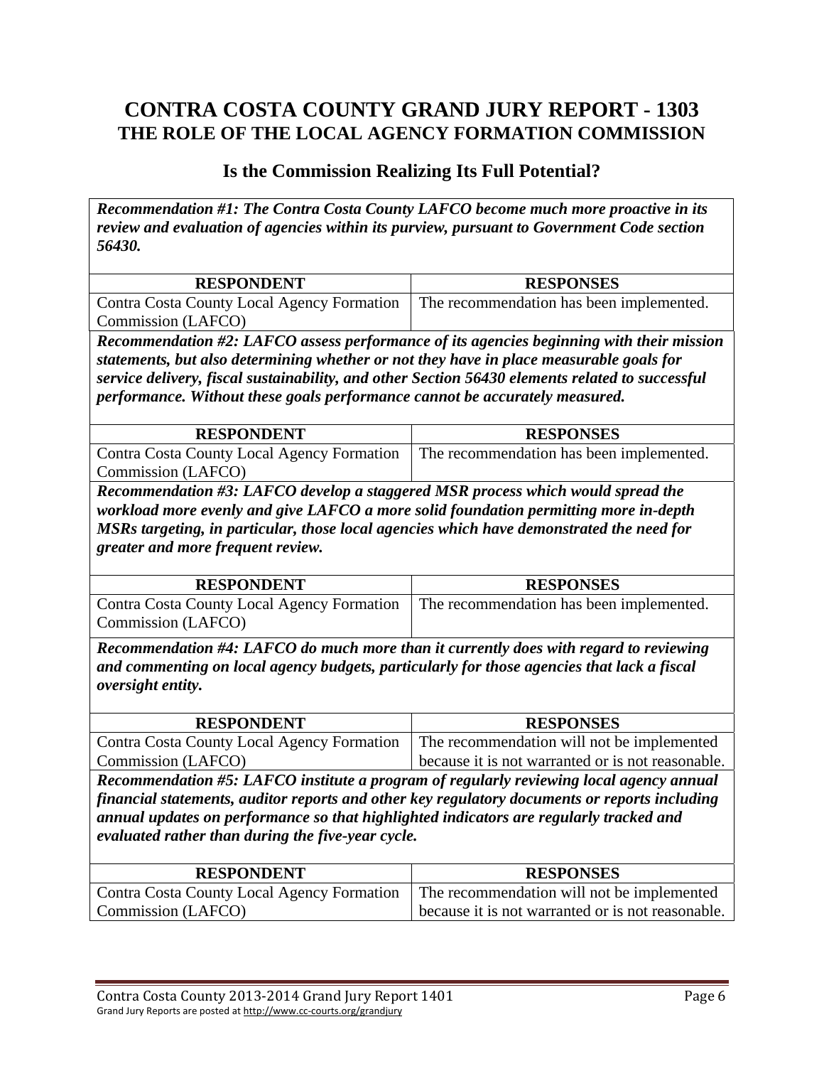# CONTRA COSTA COUNTY GRAND JURY REPORT - 1303

## THE ROLE OF THE LOCAL AGENCY FORMATION COMMISSION

### Is the Commission Realizing Its Full Potential?

***Recommendation #1: The Contra Costa County LAFCO become much more proactive in its review and evaluation of agencies within its purview, pursuant to Government Code section 56430.***

| RESPONDENT | RESPONSES |
| --- | --- |
| Contra Costa County Local Agency Formation Commission (LAFCO) | The recommendation has been implemented. |

***Recommendation #2: LAFCO assess performance of its agencies beginning with their mission statements, but also determining whether or not they have in place measurable goals for service delivery, fiscal sustainability, and other Section 56430 elements related to successful performance. Without these goals performance cannot be accurately measured.***

| RESPONDENT | RESPONSES |
| --- | --- |
| Contra Costa County Local Agency Formation Commission (LAFCO) | The recommendation has been implemented. |

***Recommendation #3: LAFCO develop a staggered MSR process which would spread the workload more evenly and give LAFCO a more solid foundation permitting more in-depth MSRs targeting, in particular, those local agencies which have demonstrated the need for greater and more frequent review.***

| RESPONDENT | RESPONSES |
| --- | --- |
| Contra Costa County Local Agency Formation Commission (LAFCO) | The recommendation has been implemented. |

***Recommendation #4: LAFCO do much more than it currently does with regard to reviewing and commenting on local agency budgets, particularly for those agencies that lack a fiscal oversight entity.***

| RESPONDENT | RESPONSES |
| --- | --- |
| Contra Costa County Local Agency Formation Commission (LAFCO) | The recommendation will not be implemented because it is not warranted or is not reasonable. |

***Recommendation #5: LAFCO institute a program of regularly reviewing local agency annual financial statements, auditor reports and other key regulatory documents or reports including annual updates on performance so that highlighted indicators are regularly tracked and evaluated rather than during the five-year cycle.***

| RESPONDENT | RESPONSES |
| --- | --- |
| Contra Costa County Local Agency Formation Commission (LAFCO) | The recommendation will not be implemented because it is not warranted or is not reasonable. |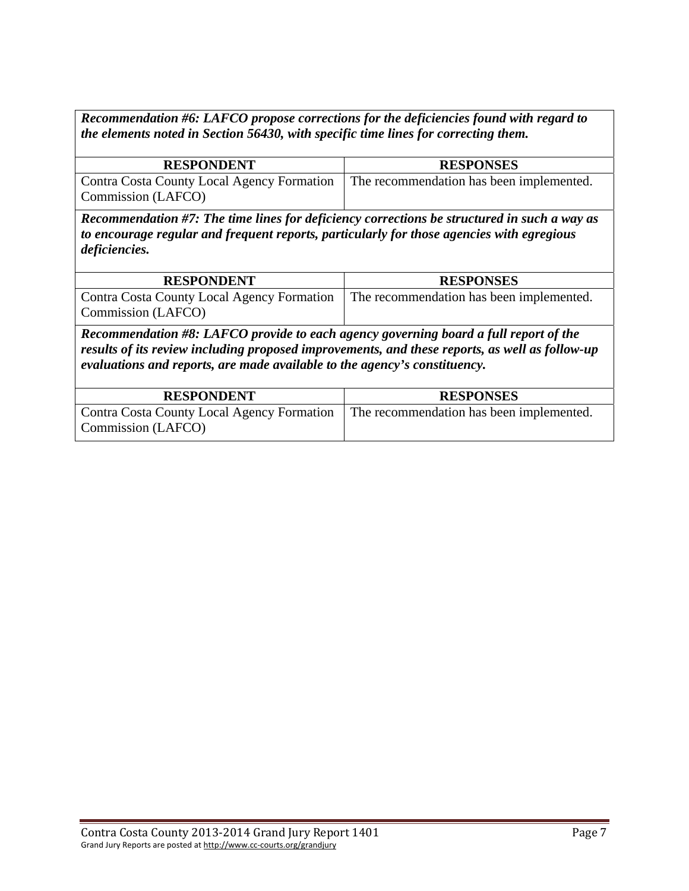***Recommendation #6: LAFCO propose corrections for the deficiencies found with regard to the elements noted in Section 56430, with specific time lines for correcting them.***

| **RESPONDENT** | **RESPONSES** |
| --- | --- |
| Contra Costa County Local Agency Formation Commission (LAFCO) | The recommendation has been implemented. |

***Recommendation #7: The time lines for deficiency corrections be structured in such a way as to encourage regular and frequent reports, particularly for those agencies with egregious deficiencies.***

| **RESPONDENT** | **RESPONSES** |
| --- | --- |
| Contra Costa County Local Agency Formation Commission (LAFCO) | The recommendation has been implemented. |

***Recommendation #8: LAFCO provide to each agency governing board a full report of the results of its review including proposed improvements, and these reports, as well as follow-up evaluations and reports, are made available to the agency's constituency.***

| **RESPONDENT** | **RESPONSES** |
| --- | --- |
| Contra Costa County Local Agency Formation Commission (LAFCO) | The recommendation has been implemented. |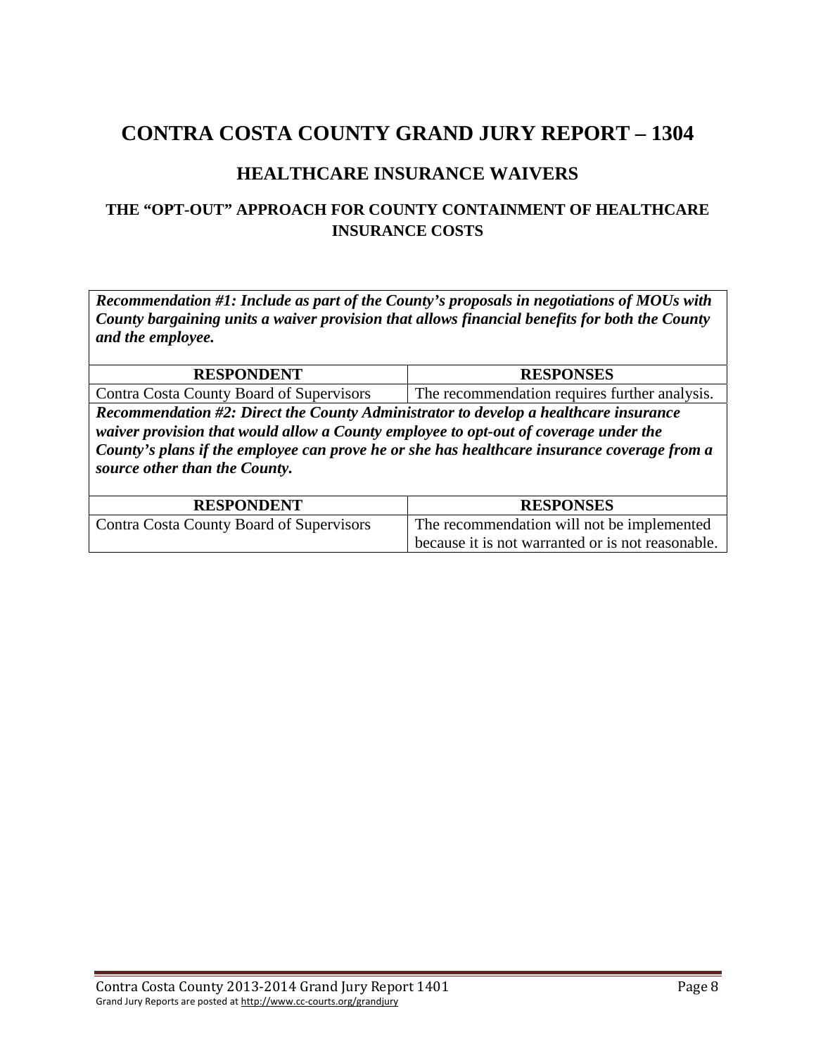# CONTRA COSTA COUNTY GRAND JURY REPORT – 1304

## HEALTHCARE INSURANCE WAIVERS

### THE "OPT-OUT" APPROACH FOR COUNTY CONTAINMENT OF HEALTHCARE INSURANCE COSTS

***Recommendation #1: Include as part of the County's proposals in negotiations of MOUs with County bargaining units a waiver provision that allows financial benefits for both the County and the employee.***

| RESPONDENT | RESPONSES |
|---|---|
| Contra Costa County Board of Supervisors | The recommendation requires further analysis. |

***Recommendation #2: Direct the County Administrator to develop a healthcare insurance waiver provision that would allow a County employee to opt-out of coverage under the County's plans if the employee can prove he or she has healthcare insurance coverage from a source other than the County.***

| RESPONDENT | RESPONSES |
|---|---|
| Contra Costa County Board of Supervisors | The recommendation will not be implemented because it is not warranted or is not reasonable. |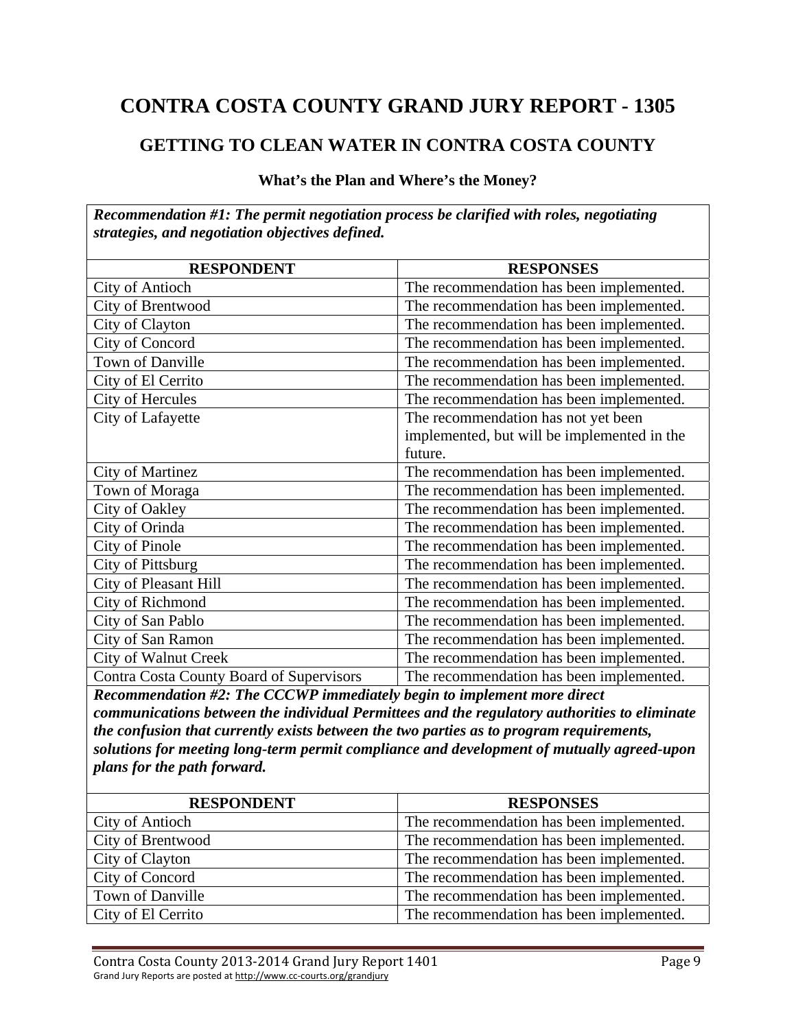# CONTRA COSTA COUNTY GRAND JURY REPORT - 1305

## GETTING TO CLEAN WATER IN CONTRA COSTA COUNTY

### What's the Plan and Where's the Money?

***Recommendation #1: The permit negotiation process be clarified with roles, negotiating strategies, and negotiation objectives defined.***

| RESPONDENT | RESPONSES |
|---|---|
| City of Antioch | The recommendation has been implemented. |
| City of Brentwood | The recommendation has been implemented. |
| City of Clayton | The recommendation has been implemented. |
| City of Concord | The recommendation has been implemented. |
| Town of Danville | The recommendation has been implemented. |
| City of El Cerrito | The recommendation has been implemented. |
| City of Hercules | The recommendation has been implemented. |
| City of Lafayette | The recommendation has not yet been implemented, but will be implemented in the future. |
| City of Martinez | The recommendation has been implemented. |
| Town of Moraga | The recommendation has been implemented. |
| City of Oakley | The recommendation has been implemented. |
| City of Orinda | The recommendation has been implemented. |
| City of Pinole | The recommendation has been implemented. |
| City of Pittsburg | The recommendation has been implemented. |
| City of Pleasant Hill | The recommendation has been implemented. |
| City of Richmond | The recommendation has been implemented. |
| City of San Pablo | The recommendation has been implemented. |
| City of San Ramon | The recommendation has been implemented. |
| City of Walnut Creek | The recommendation has been implemented. |
| Contra Costa County Board of Supervisors | The recommendation has been implemented. |

***Recommendation #2: The CCCWP immediately begin to implement more direct communications between the individual Permittees and the regulatory authorities to eliminate the confusion that currently exists between the two parties as to program requirements, solutions for meeting long-term permit compliance and development of mutually agreed-upon plans for the path forward.***

| RESPONDENT | RESPONSES |
|---|---|
| City of Antioch | The recommendation has been implemented. |
| City of Brentwood | The recommendation has been implemented. |
| City of Clayton | The recommendation has been implemented. |
| City of Concord | The recommendation has been implemented. |
| Town of Danville | The recommendation has been implemented. |
| City of El Cerrito | The recommendation has been implemented. |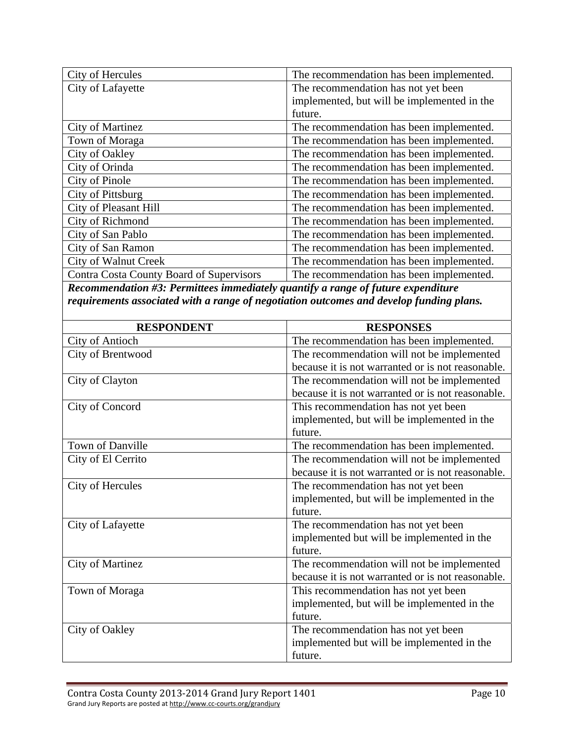| | |
|---|---|
| City of Hercules | The recommendation has been implemented. |
| City of Lafayette | The recommendation has not yet been implemented, but will be implemented in the future. |
| City of Martinez | The recommendation has been implemented. |
| Town of Moraga | The recommendation has been implemented. |
| City of Oakley | The recommendation has been implemented. |
| City of Orinda | The recommendation has been implemented. |
| City of Pinole | The recommendation has been implemented. |
| City of Pittsburg | The recommendation has been implemented. |
| City of Pleasant Hill | The recommendation has been implemented. |
| City of Richmond | The recommendation has been implemented. |
| City of San Pablo | The recommendation has been implemented. |
| City of San Ramon | The recommendation has been implemented. |
| City of Walnut Creek | The recommendation has been implemented. |
| Contra Costa County Board of Supervisors | The recommendation has been implemented. |

***Recommendation #3: Permittees immediately quantify a range of future expenditure requirements associated with a range of negotiation outcomes and develop funding plans.***

| RESPONDENT | RESPONSES |
|---|---|
| City of Antioch | The recommendation has been implemented. |
| City of Brentwood | The recommendation will not be implemented because it is not warranted or is not reasonable. |
| City of Clayton | The recommendation will not be implemented because it is not warranted or is not reasonable. |
| City of Concord | This recommendation has not yet been implemented, but will be implemented in the future. |
| Town of Danville | The recommendation has been implemented. |
| City of El Cerrito | The recommendation will not be implemented because it is not warranted or is not reasonable. |
| City of Hercules | The recommendation has not yet been implemented, but will be implemented in the future. |
| City of Lafayette | The recommendation has not yet been implemented but will be implemented in the future. |
| City of Martinez | The recommendation will not be implemented because it is not warranted or is not reasonable. |
| Town of Moraga | This recommendation has not yet been implemented, but will be implemented in the future. |
| City of Oakley | The recommendation has not yet been implemented but will be implemented in the future. |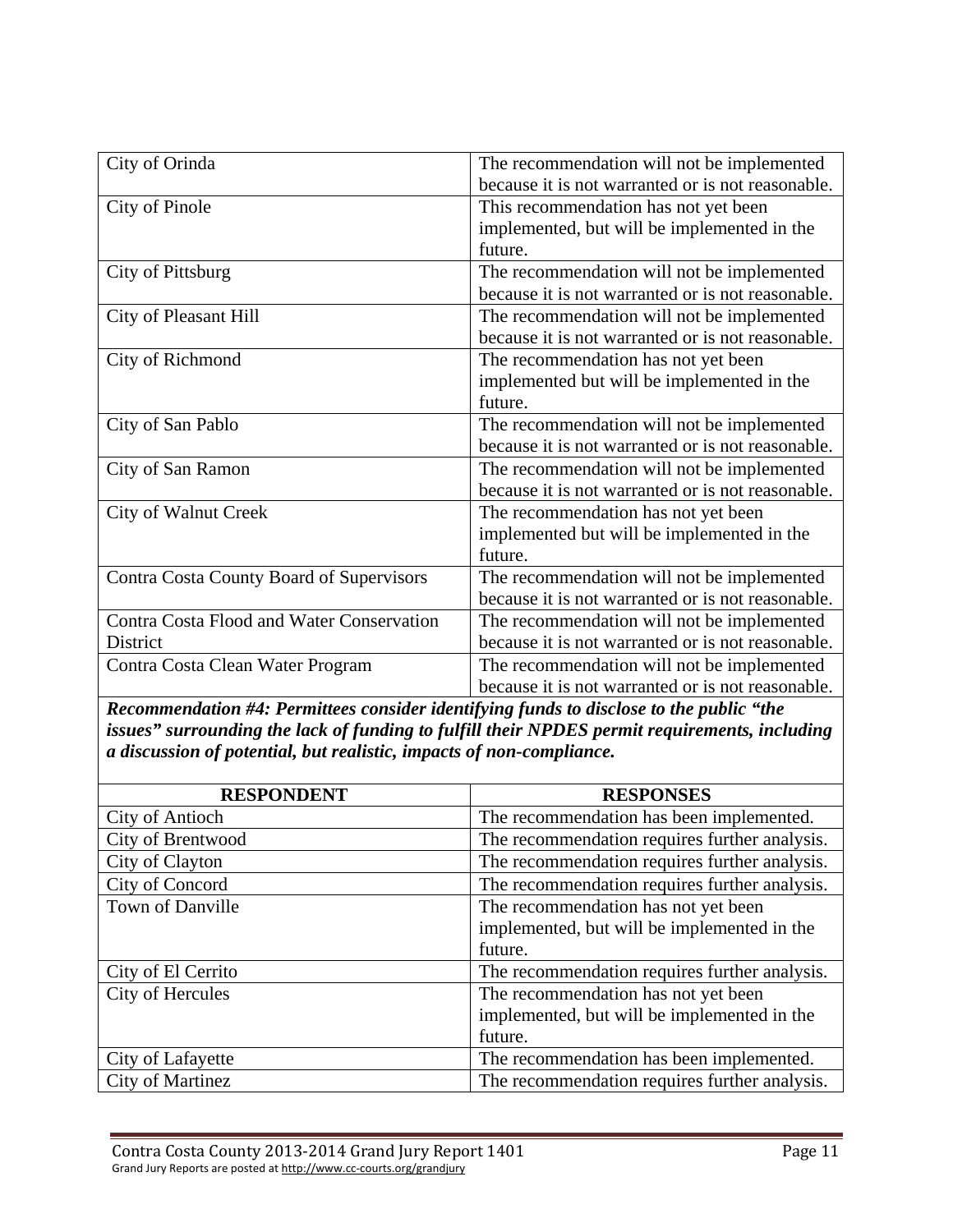| | |
|---|---|
| City of Orinda | The recommendation will not be implemented because it is not warranted or is not reasonable. |
| City of Pinole | This recommendation has not yet been implemented, but will be implemented in the future. |
| City of Pittsburg | The recommendation will not be implemented because it is not warranted or is not reasonable. |
| City of Pleasant Hill | The recommendation will not be implemented because it is not warranted or is not reasonable. |
| City of Richmond | The recommendation has not yet been implemented but will be implemented in the future. |
| City of San Pablo | The recommendation will not be implemented because it is not warranted or is not reasonable. |
| City of San Ramon | The recommendation will not be implemented because it is not warranted or is not reasonable. |
| City of Walnut Creek | The recommendation has not yet been implemented but will be implemented in the future. |
| Contra Costa County Board of Supervisors | The recommendation will not be implemented because it is not warranted or is not reasonable. |
| Contra Costa Flood and Water Conservation District | The recommendation will not be implemented because it is not warranted or is not reasonable. |
| Contra Costa Clean Water Program | The recommendation will not be implemented because it is not warranted or is not reasonable. |

***Recommendation #4: Permittees consider identifying funds to disclose to the public "the issues" surrounding the lack of funding to fulfill their NPDES permit requirements, including a discussion of potential, but realistic, impacts of non-compliance.***

| RESPONDENT | RESPONSES |
|---|---|
| City of Antioch | The recommendation has been implemented. |
| City of Brentwood | The recommendation requires further analysis. |
| City of Clayton | The recommendation requires further analysis. |
| City of Concord | The recommendation requires further analysis. |
| Town of Danville | The recommendation has not yet been implemented, but will be implemented in the future. |
| City of El Cerrito | The recommendation requires further analysis. |
| City of Hercules | The recommendation has not yet been implemented, but will be implemented in the future. |
| City of Lafayette | The recommendation has been implemented. |
| City of Martinez | The recommendation requires further analysis. |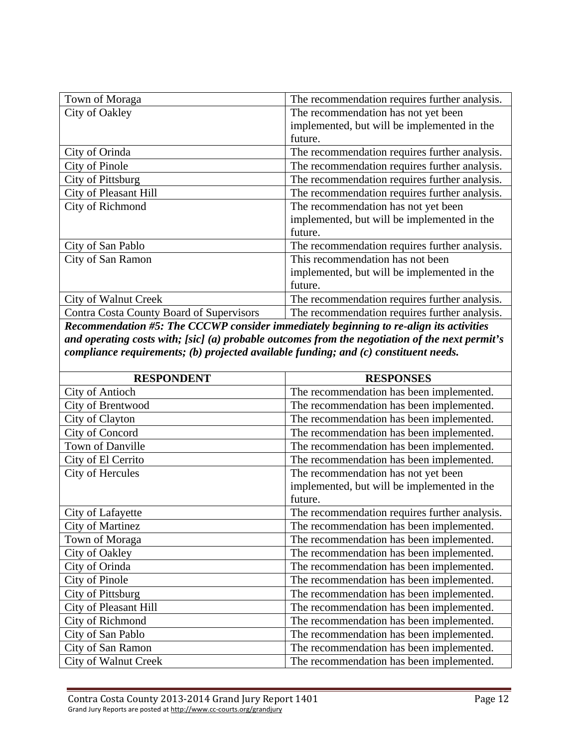| | |
|---|---|
| Town of Moraga | The recommendation requires further analysis. |
| City of Oakley | The recommendation has not yet been implemented, but will be implemented in the future. |
| City of Orinda | The recommendation requires further analysis. |
| City of Pinole | The recommendation requires further analysis. |
| City of Pittsburg | The recommendation requires further analysis. |
| City of Pleasant Hill | The recommendation requires further analysis. |
| City of Richmond | The recommendation has not yet been implemented, but will be implemented in the future. |
| City of San Pablo | The recommendation requires further analysis. |
| City of San Ramon | This recommendation has not been implemented, but will be implemented in the future. |
| City of Walnut Creek | The recommendation requires further analysis. |
| Contra Costa County Board of Supervisors | The recommendation requires further analysis. |

***Recommendation #5: The CCCWP consider immediately beginning to re-align its activities and operating costs with; [sic] (a) probable outcomes from the negotiation of the next permit's compliance requirements; (b) projected available funding; and (c) constituent needs.***

| RESPONDENT | RESPONSES |
|---|---|
| City of Antioch | The recommendation has been implemented. |
| City of Brentwood | The recommendation has been implemented. |
| City of Clayton | The recommendation has been implemented. |
| City of Concord | The recommendation has been implemented. |
| Town of Danville | The recommendation has been implemented. |
| City of El Cerrito | The recommendation has been implemented. |
| City of Hercules | The recommendation has not yet been implemented, but will be implemented in the future. |
| City of Lafayette | The recommendation requires further analysis. |
| City of Martinez | The recommendation has been implemented. |
| Town of Moraga | The recommendation has been implemented. |
| City of Oakley | The recommendation has been implemented. |
| City of Orinda | The recommendation has been implemented. |
| City of Pinole | The recommendation has been implemented. |
| City of Pittsburg | The recommendation has been implemented. |
| City of Pleasant Hill | The recommendation has been implemented. |
| City of Richmond | The recommendation has been implemented. |
| City of San Pablo | The recommendation has been implemented. |
| City of San Ramon | The recommendation has been implemented. |
| City of Walnut Creek | The recommendation has been implemented. |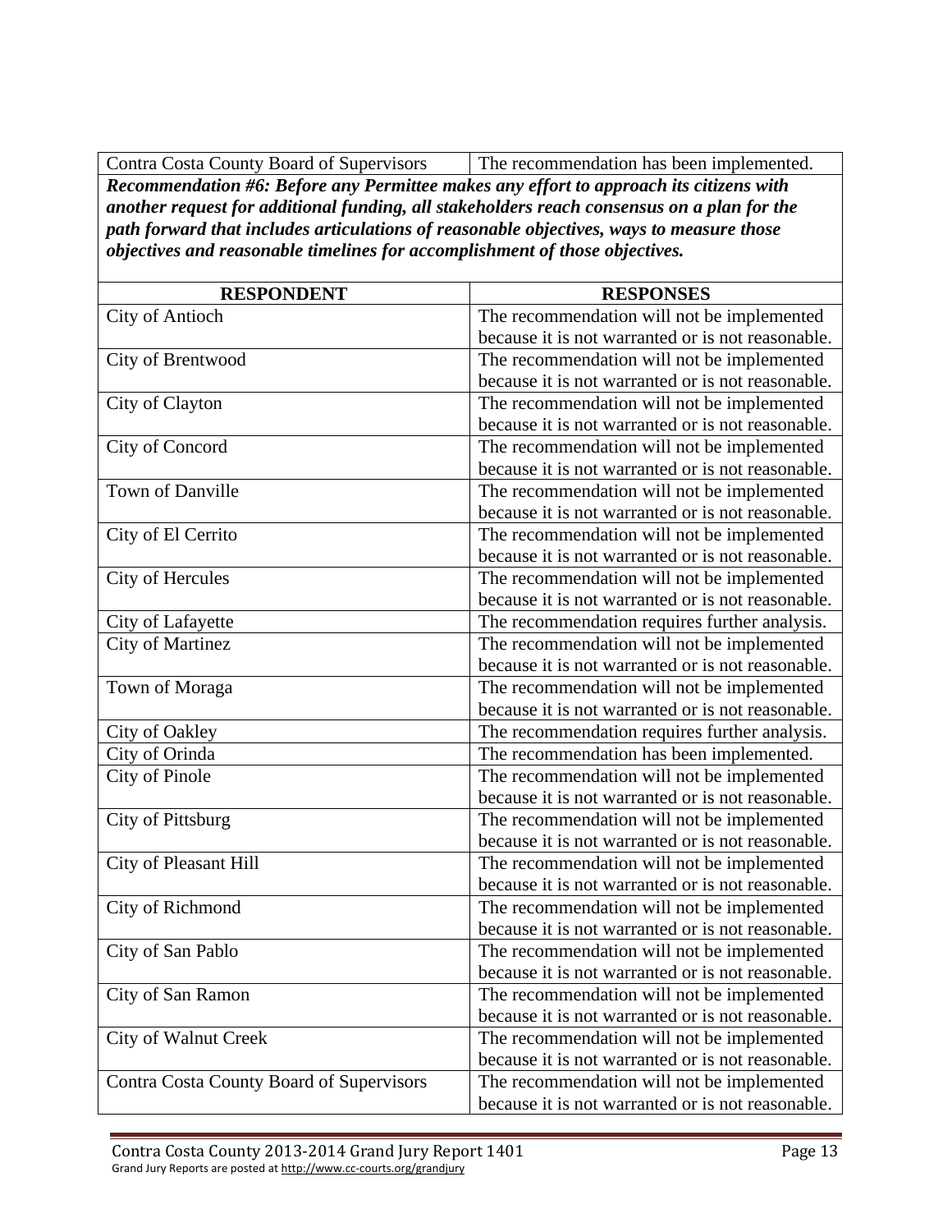| Contra Costa County Board of Supervisors | The recommendation has been implemented. |
|---|---|

***Recommendation #6: Before any Permittee makes any effort to approach its citizens with another request for additional funding, all stakeholders reach consensus on a plan for the path forward that includes articulations of reasonable objectives, ways to measure those objectives and reasonable timelines for accomplishment of those objectives.***

| RESPONDENT | RESPONSES |
|---|---|
| City of Antioch | The recommendation will not be implemented because it is not warranted or is not reasonable. |
| City of Brentwood | The recommendation will not be implemented because it is not warranted or is not reasonable. |
| City of Clayton | The recommendation will not be implemented because it is not warranted or is not reasonable. |
| City of Concord | The recommendation will not be implemented because it is not warranted or is not reasonable. |
| Town of Danville | The recommendation will not be implemented because it is not warranted or is not reasonable. |
| City of El Cerrito | The recommendation will not be implemented because it is not warranted or is not reasonable. |
| City of Hercules | The recommendation will not be implemented because it is not warranted or is not reasonable. |
| City of Lafayette | The recommendation requires further analysis. |
| City of Martinez | The recommendation will not be implemented because it is not warranted or is not reasonable. |
| Town of Moraga | The recommendation will not be implemented because it is not warranted or is not reasonable. |
| City of Oakley | The recommendation requires further analysis. |
| City of Orinda | The recommendation has been implemented. |
| City of Pinole | The recommendation will not be implemented because it is not warranted or is not reasonable. |
| City of Pittsburg | The recommendation will not be implemented because it is not warranted or is not reasonable. |
| City of Pleasant Hill | The recommendation will not be implemented because it is not warranted or is not reasonable. |
| City of Richmond | The recommendation will not be implemented because it is not warranted or is not reasonable. |
| City of San Pablo | The recommendation will not be implemented because it is not warranted or is not reasonable. |
| City of San Ramon | The recommendation will not be implemented because it is not warranted or is not reasonable. |
| City of Walnut Creek | The recommendation will not be implemented because it is not warranted or is not reasonable. |
| Contra Costa County Board of Supervisors | The recommendation will not be implemented because it is not warranted or is not reasonable. |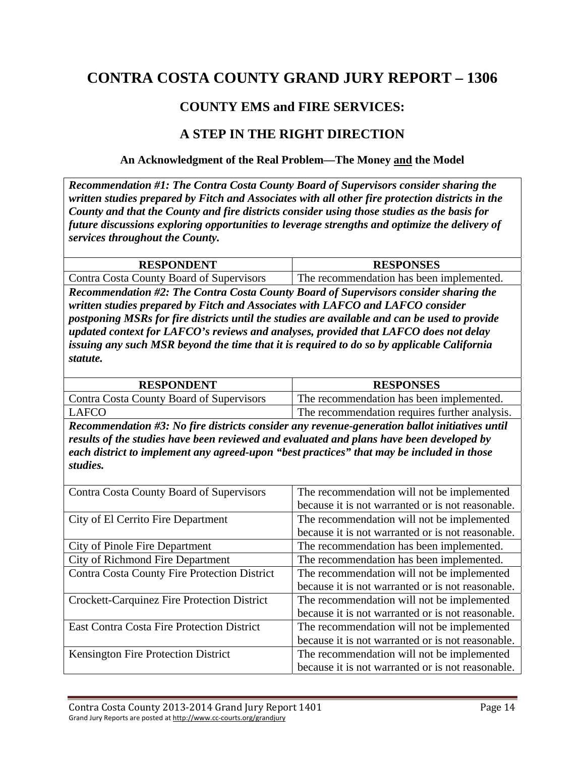# CONTRA COSTA COUNTY GRAND JURY REPORT – 1306

## COUNTY EMS and FIRE SERVICES:

## A STEP IN THE RIGHT DIRECTION

### An Acknowledgment of the Real Problem—The Money and the Model

***Recommendation #1: The Contra Costa County Board of Supervisors consider sharing the written studies prepared by Fitch and Associates with all other fire protection districts in the County and that the County and fire districts consider using those studies as the basis for future discussions exploring opportunities to leverage strengths and optimize the delivery of services throughout the County.***

| RESPONDENT | RESPONSES |
|---|---|
| Contra Costa County Board of Supervisors | The recommendation has been implemented. |

***Recommendation #2: The Contra Costa County Board of Supervisors consider sharing the written studies prepared by Fitch and Associates with LAFCO and LAFCO consider postponing MSRs for fire districts until the studies are available and can be used to provide updated context for LAFCO's reviews and analyses, provided that LAFCO does not delay issuing any such MSR beyond the time that it is required to do so by applicable California statute.***

| RESPONDENT | RESPONSES |
|---|---|
| Contra Costa County Board of Supervisors | The recommendation has been implemented. |
| LAFCO | The recommendation requires further analysis. |

***Recommendation #3: No fire districts consider any revenue-generation ballot initiatives until results of the studies have been reviewed and evaluated and plans have been developed by each district to implement any agreed-upon "best practices" that may be included in those studies.***

| RESPONDENT | RESPONSES |
|---|---|
| Contra Costa County Board of Supervisors | The recommendation will not be implemented because it is not warranted or is not reasonable. |
| City of El Cerrito Fire Department | The recommendation will not be implemented because it is not warranted or is not reasonable. |
| City of Pinole Fire Department | The recommendation has been implemented. |
| City of Richmond Fire Department | The recommendation has been implemented. |
| Contra Costa County Fire Protection District | The recommendation will not be implemented because it is not warranted or is not reasonable. |
| Crockett-Carquinez Fire Protection District | The recommendation will not be implemented because it is not warranted or is not reasonable. |
| East Contra Costa Fire Protection District | The recommendation will not be implemented because it is not warranted or is not reasonable. |
| Kensington Fire Protection District | The recommendation will not be implemented because it is not warranted or is not reasonable. |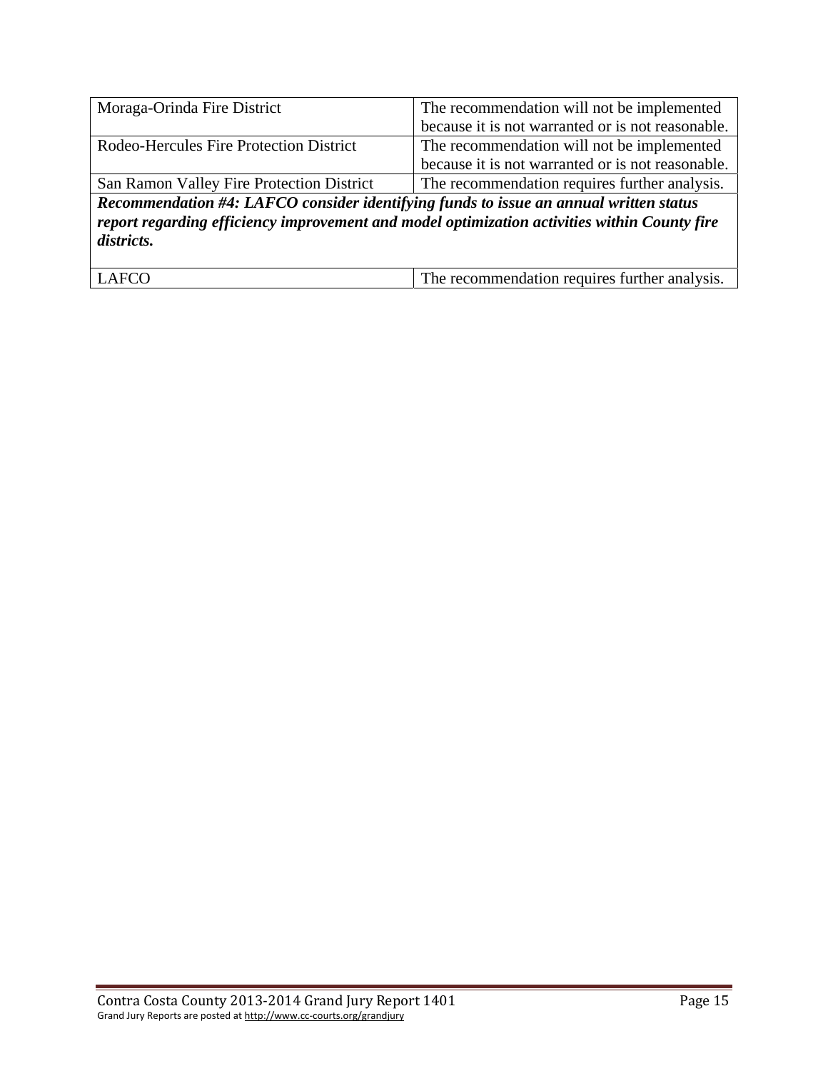| | |
|---|---|
| Moraga-Orinda Fire District | The recommendation will not be implemented because it is not warranted or is not reasonable. |
| Rodeo-Hercules Fire Protection District | The recommendation will not be implemented because it is not warranted or is not reasonable. |
| San Ramon Valley Fire Protection District | The recommendation requires further analysis. |
| ***Recommendation #4: LAFCO consider identifying funds to issue an annual written status report regarding efficiency improvement and model optimization activities within County fire districts.*** | |
| LAFCO | The recommendation requires further analysis. |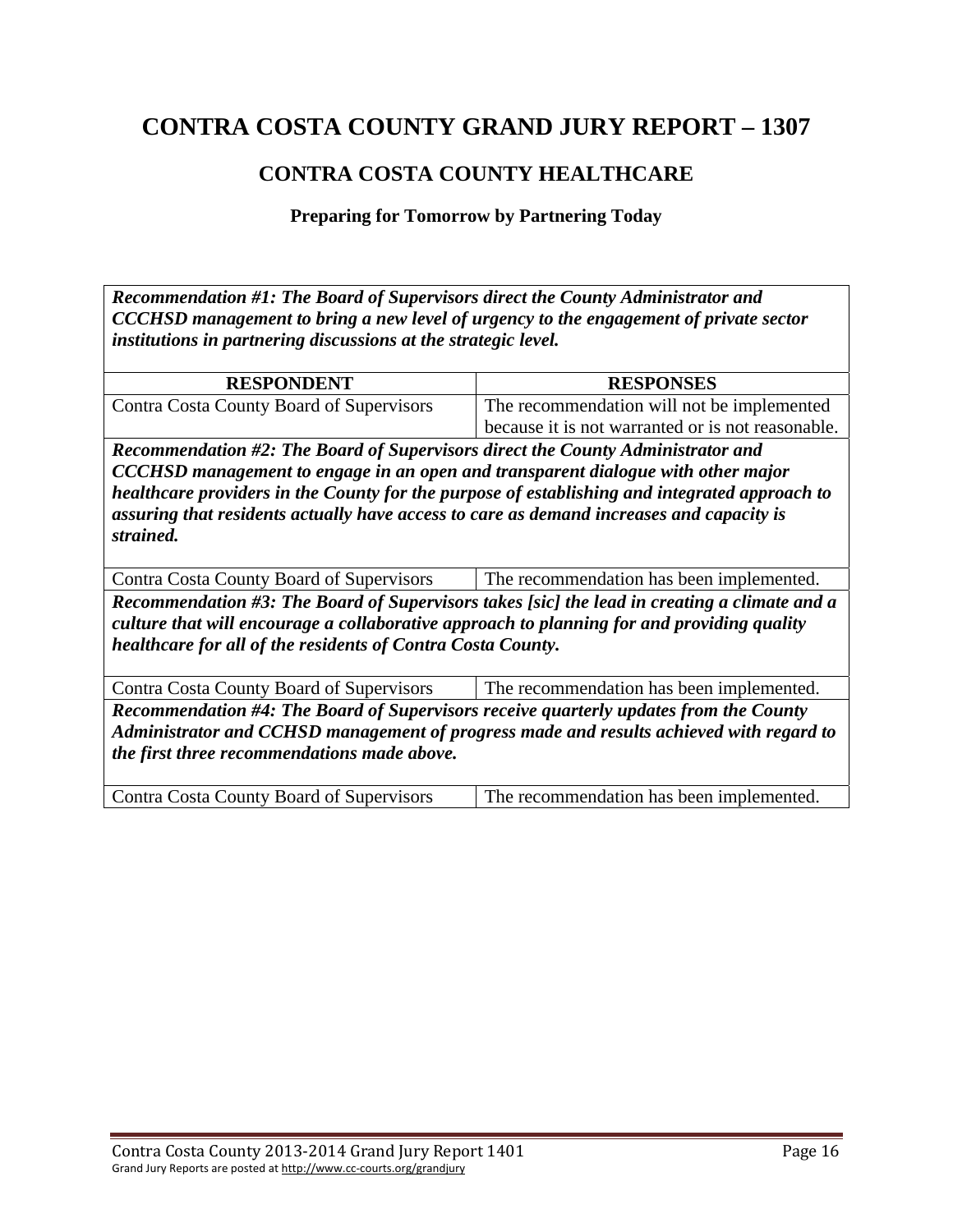# CONTRA COSTA COUNTY GRAND JURY REPORT – 1307

## CONTRA COSTA COUNTY HEALTHCARE

### Preparing for Tomorrow by Partnering Today

***Recommendation #1: The Board of Supervisors direct the County Administrator and CCCHSD management to bring a new level of urgency to the engagement of private sector institutions in partnering discussions at the strategic level.***

| RESPONDENT | RESPONSES |
|---|---|
| Contra Costa County Board of Supervisors | The recommendation will not be implemented because it is not warranted or is not reasonable. |

***Recommendation #2: The Board of Supervisors direct the County Administrator and CCCHSD management to engage in an open and transparent dialogue with other major healthcare providers in the County for the purpose of establishing and integrated approach to assuring that residents actually have access to care as demand increases and capacity is strained.***

| RESPONDENT | RESPONSES |
|---|---|
| Contra Costa County Board of Supervisors | The recommendation has been implemented. |

***Recommendation #3: The Board of Supervisors takes [sic] the lead in creating a climate and a culture that will encourage a collaborative approach to planning for and providing quality healthcare for all of the residents of Contra Costa County.***

| RESPONDENT | RESPONSES |
|---|---|
| Contra Costa County Board of Supervisors | The recommendation has been implemented. |

***Recommendation #4: The Board of Supervisors receive quarterly updates from the County Administrator and CCHSD management of progress made and results achieved with regard to the first three recommendations made above.***

| RESPONDENT | RESPONSES |
|---|---|
| Contra Costa County Board of Supervisors | The recommendation has been implemented. |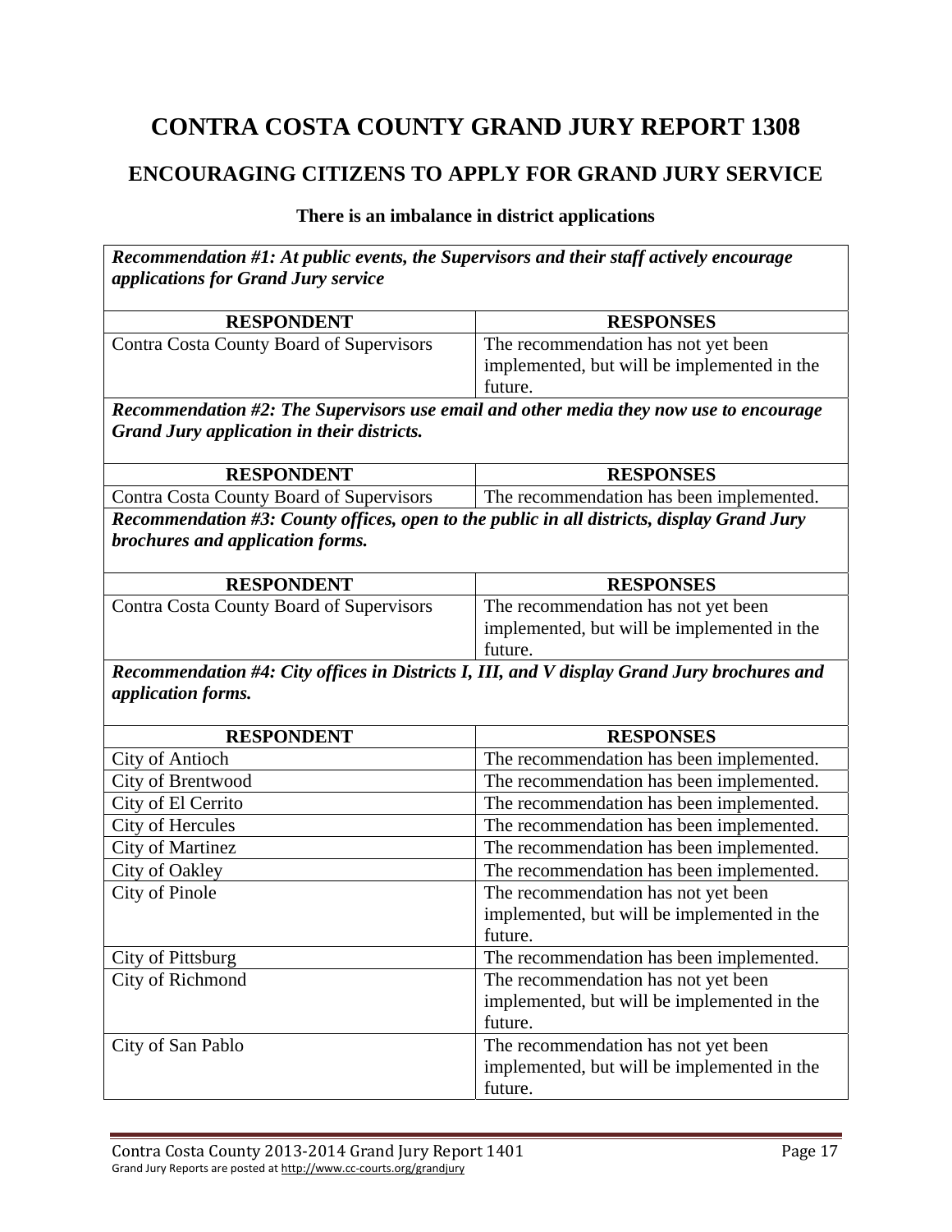# CONTRA COSTA COUNTY GRAND JURY REPORT 1308

## ENCOURAGING CITIZENS TO APPLY FOR GRAND JURY SERVICE

**There is an imbalance in district applications**

***Recommendation #1: At public events, the Supervisors and their staff actively encourage applications for Grand Jury service***

| RESPONDENT | RESPONSES |
|---|---|
| Contra Costa County Board of Supervisors | The recommendation has not yet been implemented, but will be implemented in the future. |

***Recommendation #2: The Supervisors use email and other media they now use to encourage Grand Jury application in their districts.***

| RESPONDENT | RESPONSES |
|---|---|
| Contra Costa County Board of Supervisors | The recommendation has been implemented. |

***Recommendation #3: County offices, open to the public in all districts, display Grand Jury brochures and application forms.***

| RESPONDENT | RESPONSES |
|---|---|
| Contra Costa County Board of Supervisors | The recommendation has not yet been implemented, but will be implemented in the future. |

***Recommendation #4: City offices in Districts I, III, and V display Grand Jury brochures and application forms.***

| RESPONDENT | RESPONSES |
|---|---|
| City of Antioch | The recommendation has been implemented. |
| City of Brentwood | The recommendation has been implemented. |
| City of El Cerrito | The recommendation has been implemented. |
| City of Hercules | The recommendation has been implemented. |
| City of Martinez | The recommendation has been implemented. |
| City of Oakley | The recommendation has been implemented. |
| City of Pinole | The recommendation has not yet been implemented, but will be implemented in the future. |
| City of Pittsburg | The recommendation has been implemented. |
| City of Richmond | The recommendation has not yet been implemented, but will be implemented in the future. |
| City of San Pablo | The recommendation has not yet been implemented, but will be implemented in the future. |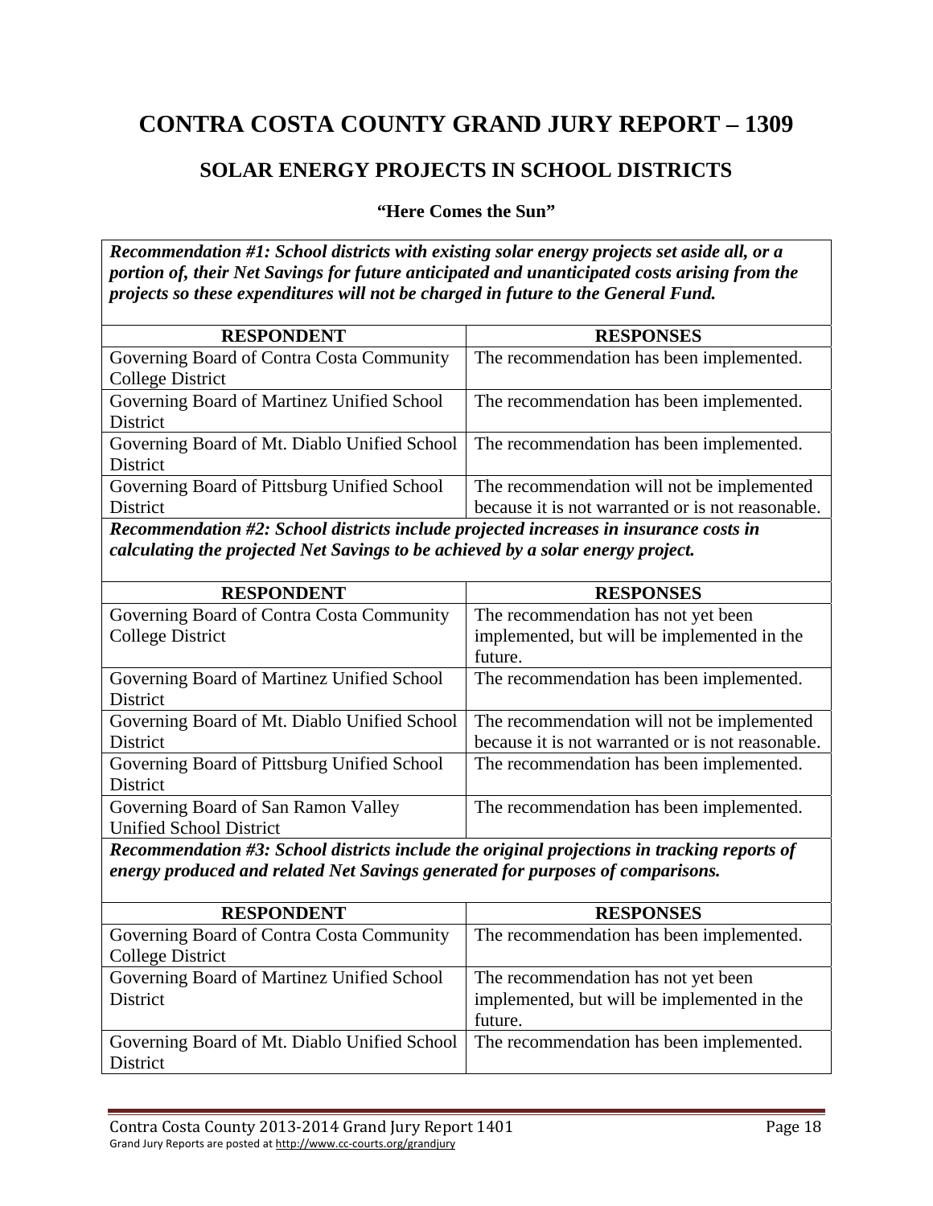# CONTRA COSTA COUNTY GRAND JURY REPORT – 1309

## SOLAR ENERGY PROJECTS IN SCHOOL DISTRICTS

### "Here Comes the Sun"

***Recommendation #1: School districts with existing solar energy projects set aside all, or a portion of, their Net Savings for future anticipated and unanticipated costs arising from the projects so these expenditures will not be charged in future to the General Fund.***

| RESPONDENT | RESPONSES |
|---|---|
| Governing Board of Contra Costa Community College District | The recommendation has been implemented. |
| Governing Board of Martinez Unified School District | The recommendation has been implemented. |
| Governing Board of Mt. Diablo Unified School District | The recommendation has been implemented. |
| Governing Board of Pittsburg Unified School District | The recommendation will not be implemented because it is not warranted or is not reasonable. |

***Recommendation #2: School districts include projected increases in insurance costs in calculating the projected Net Savings to be achieved by a solar energy project.***

| RESPONDENT | RESPONSES |
|---|---|
| Governing Board of Contra Costa Community College District | The recommendation has not yet been implemented, but will be implemented in the future. |
| Governing Board of Martinez Unified School District | The recommendation has been implemented. |
| Governing Board of Mt. Diablo Unified School District | The recommendation will not be implemented because it is not warranted or is not reasonable. |
| Governing Board of Pittsburg Unified School District | The recommendation has been implemented. |
| Governing Board of San Ramon Valley Unified School District | The recommendation has been implemented. |

***Recommendation #3: School districts include the original projections in tracking reports of energy produced and related Net Savings generated for purposes of comparisons.***

| RESPONDENT | RESPONSES |
|---|---|
| Governing Board of Contra Costa Community College District | The recommendation has been implemented. |
| Governing Board of Martinez Unified School District | The recommendation has not yet been implemented, but will be implemented in the future. |
| Governing Board of Mt. Diablo Unified School District | The recommendation has been implemented. |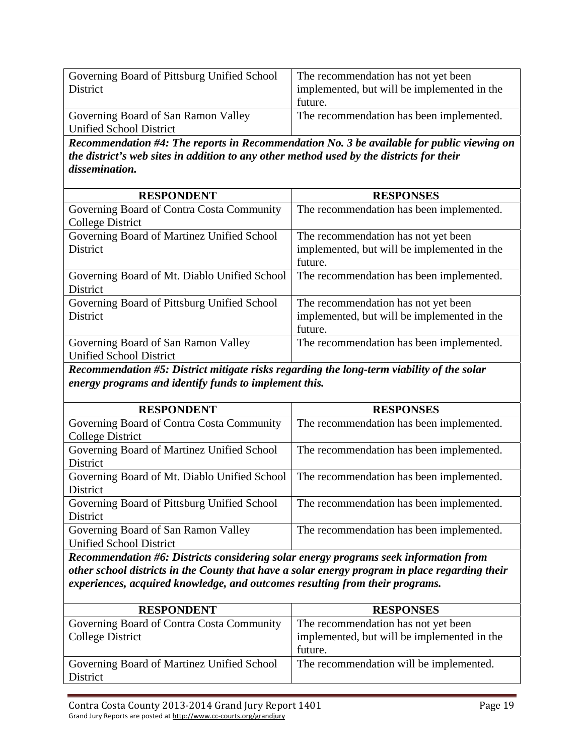| | |
|---|---|
| Governing Board of Pittsburg Unified School District | The recommendation has not yet been implemented, but will be implemented in the future. |
| Governing Board of San Ramon Valley Unified School District | The recommendation has been implemented. |

***Recommendation #4: The reports in Recommendation No. 3 be available for public viewing on the district's web sites in addition to any other method used by the districts for their dissemination.***

| RESPONDENT | RESPONSES |
|---|---|
| Governing Board of Contra Costa Community College District | The recommendation has been implemented. |
| Governing Board of Martinez Unified School District | The recommendation has not yet been implemented, but will be implemented in the future. |
| Governing Board of Mt. Diablo Unified School District | The recommendation has been implemented. |
| Governing Board of Pittsburg Unified School District | The recommendation has not yet been implemented, but will be implemented in the future. |
| Governing Board of San Ramon Valley Unified School District | The recommendation has been implemented. |

***Recommendation #5: District mitigate risks regarding the long-term viability of the solar energy programs and identify funds to implement this.***

| RESPONDENT | RESPONSES |
|---|---|
| Governing Board of Contra Costa Community College District | The recommendation has been implemented. |
| Governing Board of Martinez Unified School District | The recommendation has been implemented. |
| Governing Board of Mt. Diablo Unified School District | The recommendation has been implemented. |
| Governing Board of Pittsburg Unified School District | The recommendation has been implemented. |
| Governing Board of San Ramon Valley Unified School District | The recommendation has been implemented. |

***Recommendation #6: Districts considering solar energy programs seek information from other school districts in the County that have a solar energy program in place regarding their experiences, acquired knowledge, and outcomes resulting from their programs.***

| RESPONDENT | RESPONSES |
|---|---|
| Governing Board of Contra Costa Community College District | The recommendation has not yet been implemented, but will be implemented in the future. |
| Governing Board of Martinez Unified School District | The recommendation will be implemented. |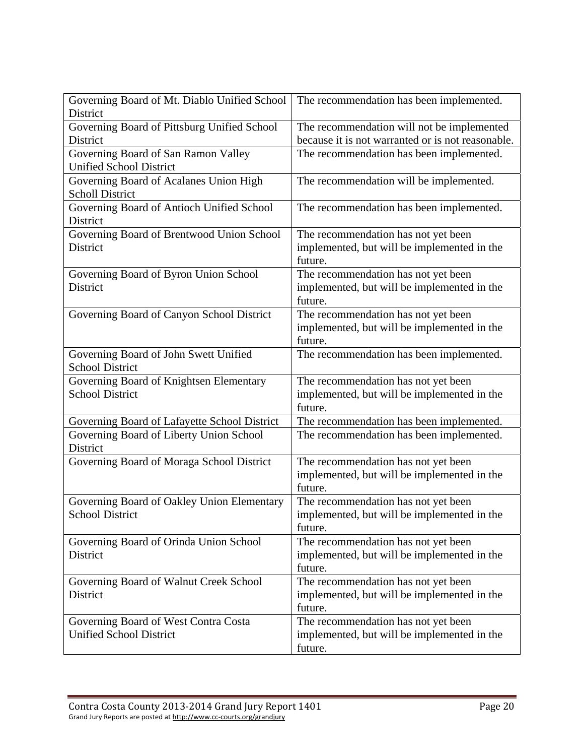| | |
|---|---|
| Governing Board of Mt. Diablo Unified School District | The recommendation has been implemented. |
| Governing Board of Pittsburg Unified School District | The recommendation will not be implemented because it is not warranted or is not reasonable. |
| Governing Board of San Ramon Valley Unified School District | The recommendation has been implemented. |
| Governing Board of Acalanes Union High Scholl District | The recommendation will be implemented. |
| Governing Board of Antioch Unified School District | The recommendation has been implemented. |
| Governing Board of Brentwood Union School District | The recommendation has not yet been implemented, but will be implemented in the future. |
| Governing Board of Byron Union School District | The recommendation has not yet been implemented, but will be implemented in the future. |
| Governing Board of Canyon School District | The recommendation has not yet been implemented, but will be implemented in the future. |
| Governing Board of John Swett Unified School District | The recommendation has been implemented. |
| Governing Board of Knightsen Elementary School District | The recommendation has not yet been implemented, but will be implemented in the future. |
| Governing Board of Lafayette School District | The recommendation has been implemented. |
| Governing Board of Liberty Union School District | The recommendation has been implemented. |
| Governing Board of Moraga School District | The recommendation has not yet been implemented, but will be implemented in the future. |
| Governing Board of Oakley Union Elementary School District | The recommendation has not yet been implemented, but will be implemented in the future. |
| Governing Board of Orinda Union School District | The recommendation has not yet been implemented, but will be implemented in the future. |
| Governing Board of Walnut Creek School District | The recommendation has not yet been implemented, but will be implemented in the future. |
| Governing Board of West Contra Costa Unified School District | The recommendation has not yet been implemented, but will be implemented in the future. |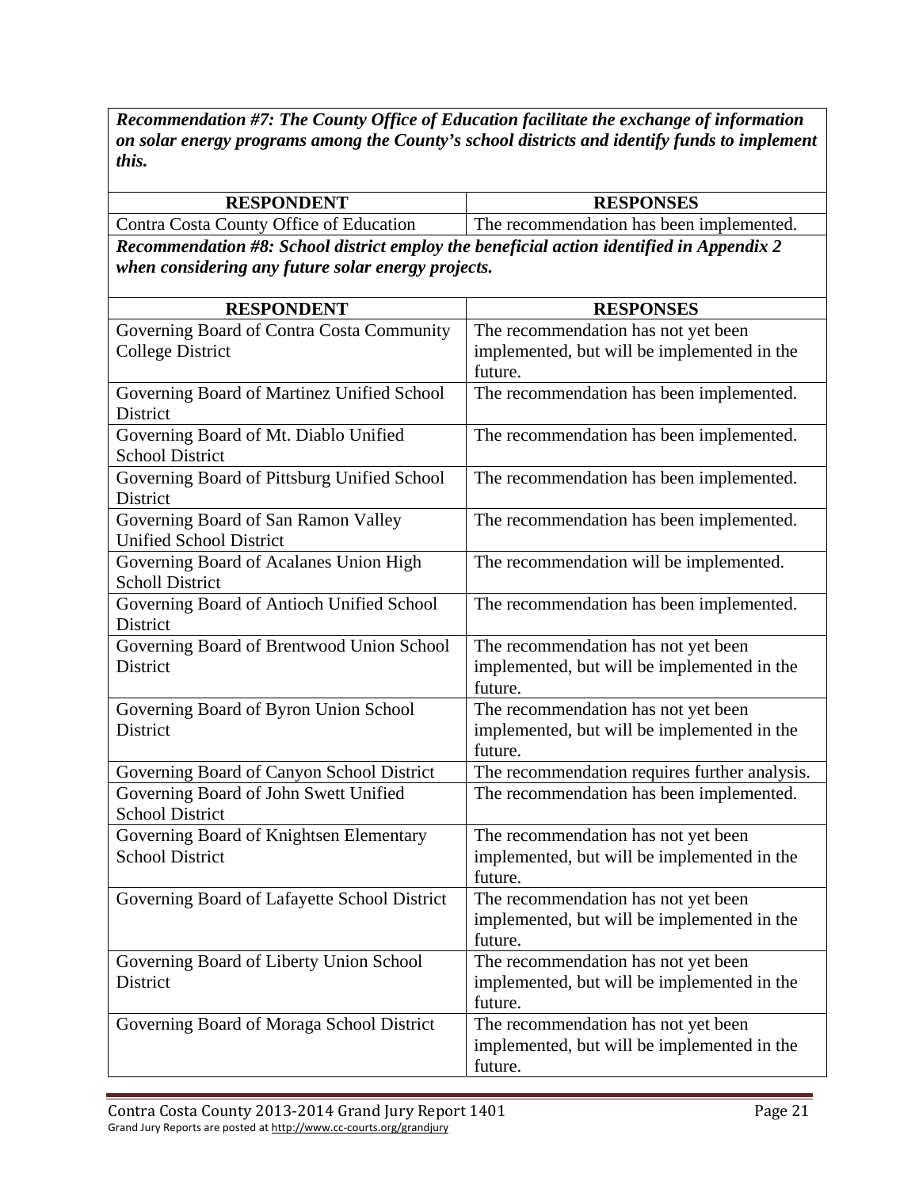***Recommendation #7: The County Office of Education facilitate the exchange of information on solar energy programs among the County's school districts and identify funds to implement this.***

| RESPONDENT | RESPONSES |
|---|---|
| Contra Costa County Office of Education | The recommendation has been implemented. |

***Recommendation #8: School district employ the beneficial action identified in Appendix 2 when considering any future solar energy projects.***

| RESPONDENT | RESPONSES |
|---|---|
| Governing Board of Contra Costa Community College District | The recommendation has not yet been implemented, but will be implemented in the future. |
| Governing Board of Martinez Unified School District | The recommendation has been implemented. |
| Governing Board of Mt. Diablo Unified School District | The recommendation has been implemented. |
| Governing Board of Pittsburg Unified School District | The recommendation has been implemented. |
| Governing Board of San Ramon Valley Unified School District | The recommendation has been implemented. |
| Governing Board of Acalanes Union High Scholl District | The recommendation will be implemented. |
| Governing Board of Antioch Unified School District | The recommendation has been implemented. |
| Governing Board of Brentwood Union School District | The recommendation has not yet been implemented, but will be implemented in the future. |
| Governing Board of Byron Union School District | The recommendation has not yet been implemented, but will be implemented in the future. |
| Governing Board of Canyon School District | The recommendation requires further analysis. |
| Governing Board of John Swett Unified School District | The recommendation has been implemented. |
| Governing Board of Knightsen Elementary School District | The recommendation has not yet been implemented, but will be implemented in the future. |
| Governing Board of Lafayette School District | The recommendation has not yet been implemented, but will be implemented in the future. |
| Governing Board of Liberty Union School District | The recommendation has not yet been implemented, but will be implemented in the future. |
| Governing Board of Moraga School District | The recommendation has not yet been implemented, but will be implemented in the future. |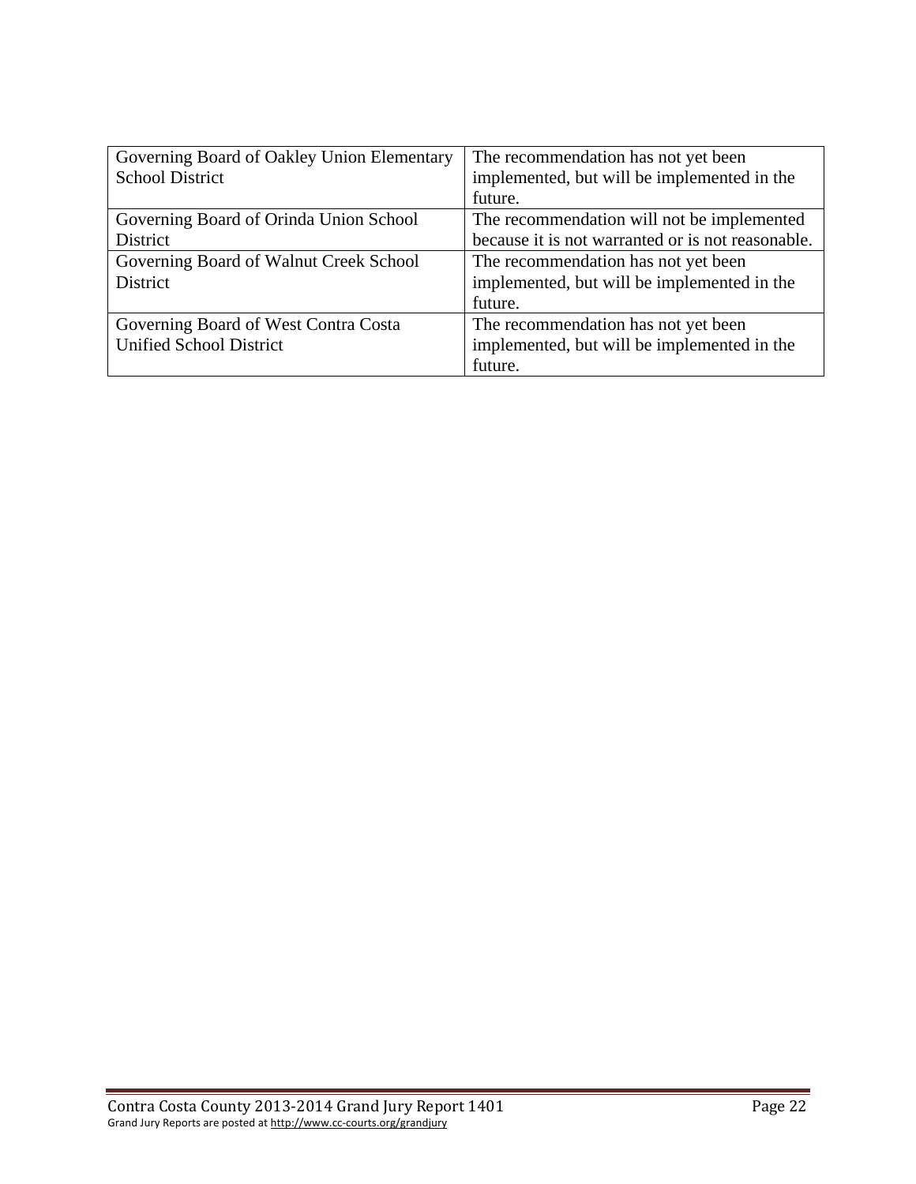| Governing Board of Oakley Union Elementary School District | The recommendation has not yet been implemented, but will be implemented in the future. |
|---|---|
| Governing Board of Orinda Union School District | The recommendation will not be implemented because it is not warranted or is not reasonable. |
| Governing Board of Walnut Creek School District | The recommendation has not yet been implemented, but will be implemented in the future. |
| Governing Board of West Contra Costa Unified School District | The recommendation has not yet been implemented, but will be implemented in the future. |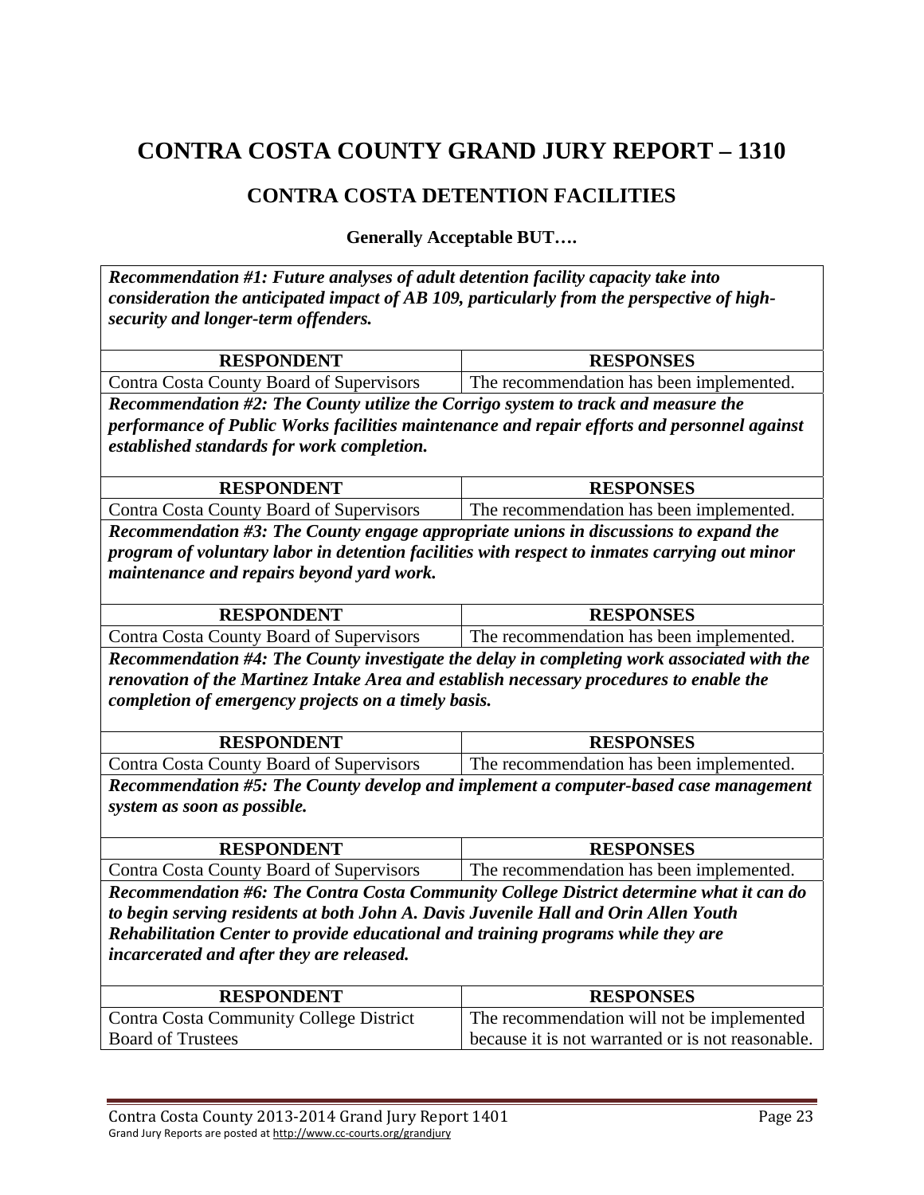# CONTRA COSTA COUNTY GRAND JURY REPORT – 1310

## CONTRA COSTA DETENTION FACILITIES

### Generally Acceptable BUT….

***Recommendation #1: Future analyses of adult detention facility capacity take into consideration the anticipated impact of AB 109, particularly from the perspective of high-security and longer-term offenders.***

| RESPONDENT | RESPONSES |
|---|---|
| Contra Costa County Board of Supervisors | The recommendation has been implemented. |

***Recommendation #2: The County utilize the Corrigo system to track and measure the performance of Public Works facilities maintenance and repair efforts and personnel against established standards for work completion.***

| RESPONDENT | RESPONSES |
|---|---|
| Contra Costa County Board of Supervisors | The recommendation has been implemented. |

***Recommendation #3: The County engage appropriate unions in discussions to expand the program of voluntary labor in detention facilities with respect to inmates carrying out minor maintenance and repairs beyond yard work.***

| RESPONDENT | RESPONSES |
|---|---|
| Contra Costa County Board of Supervisors | The recommendation has been implemented. |

***Recommendation #4: The County investigate the delay in completing work associated with the renovation of the Martinez Intake Area and establish necessary procedures to enable the completion of emergency projects on a timely basis.***

| RESPONDENT | RESPONSES |
|---|---|
| Contra Costa County Board of Supervisors | The recommendation has been implemented. |

***Recommendation #5: The County develop and implement a computer-based case management system as soon as possible.***

| RESPONDENT | RESPONSES |
|---|---|
| Contra Costa County Board of Supervisors | The recommendation has been implemented. |

***Recommendation #6: The Contra Costa Community College District determine what it can do to begin serving residents at both John A. Davis Juvenile Hall and Orin Allen Youth Rehabilitation Center to provide educational and training programs while they are incarcerated and after they are released.***

| RESPONDENT | RESPONSES |
|---|---|
| Contra Costa Community College District Board of Trustees | The recommendation will not be implemented because it is not warranted or is not reasonable. |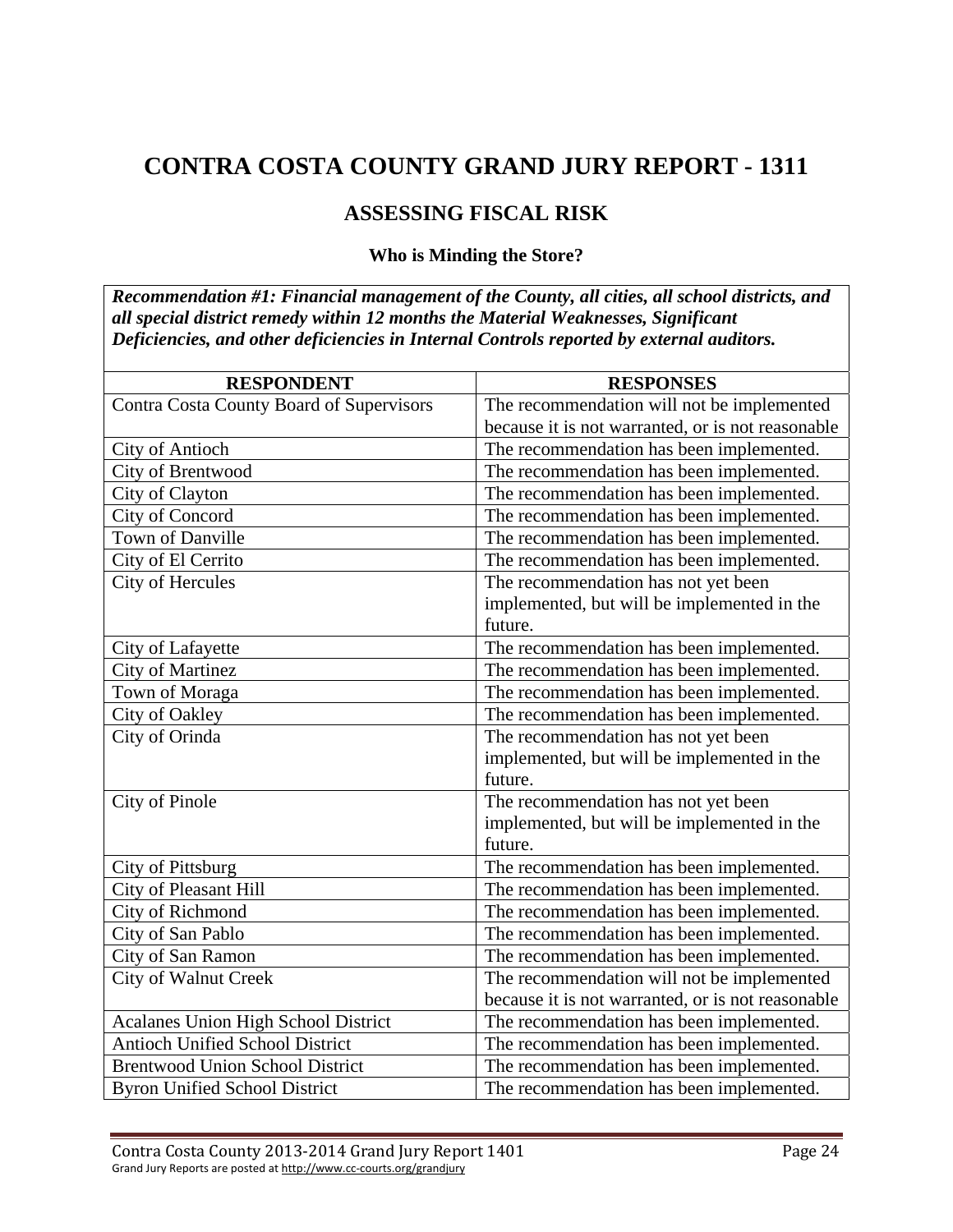# CONTRA COSTA COUNTY GRAND JURY REPORT - 1311

## ASSESSING FISCAL RISK

### Who is Minding the Store?

***Recommendation #1: Financial management of the County, all cities, all school districts, and all special district remedy within 12 months the Material Weaknesses, Significant Deficiencies, and other deficiencies in Internal Controls reported by external auditors.***

| RESPONDENT | RESPONSES |
|---|---|
| Contra Costa County Board of Supervisors | The recommendation will not be implemented because it is not warranted, or is not reasonable |
| City of Antioch | The recommendation has been implemented. |
| City of Brentwood | The recommendation has been implemented. |
| City of Clayton | The recommendation has been implemented. |
| City of Concord | The recommendation has been implemented. |
| Town of Danville | The recommendation has been implemented. |
| City of El Cerrito | The recommendation has been implemented. |
| City of Hercules | The recommendation has not yet been implemented, but will be implemented in the future. |
| City of Lafayette | The recommendation has been implemented. |
| City of Martinez | The recommendation has been implemented. |
| Town of Moraga | The recommendation has been implemented. |
| City of Oakley | The recommendation has been implemented. |
| City of Orinda | The recommendation has not yet been implemented, but will be implemented in the future. |
| City of Pinole | The recommendation has not yet been implemented, but will be implemented in the future. |
| City of Pittsburg | The recommendation has been implemented. |
| City of Pleasant Hill | The recommendation has been implemented. |
| City of Richmond | The recommendation has been implemented. |
| City of San Pablo | The recommendation has been implemented. |
| City of San Ramon | The recommendation has been implemented. |
| City of Walnut Creek | The recommendation will not be implemented because it is not warranted, or is not reasonable |
| Acalanes Union High School District | The recommendation has been implemented. |
| Antioch Unified School District | The recommendation has been implemented. |
| Brentwood Union School District | The recommendation has been implemented. |
| Byron Unified School District | The recommendation has been implemented. |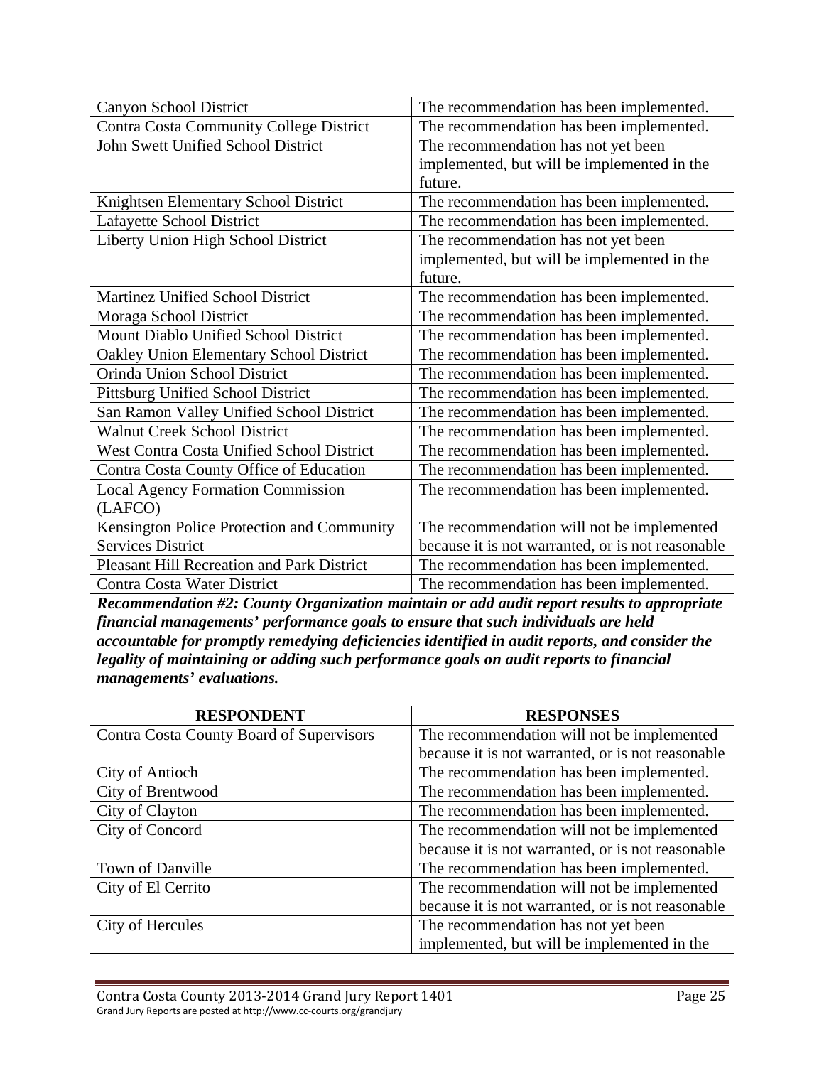| | |
|---|---|
| Canyon School District | The recommendation has been implemented. |
| Contra Costa Community College District | The recommendation has been implemented. |
| John Swett Unified School District | The recommendation has not yet been implemented, but will be implemented in the future. |
| Knightsen Elementary School District | The recommendation has been implemented. |
| Lafayette School District | The recommendation has been implemented. |
| Liberty Union High School District | The recommendation has not yet been implemented, but will be implemented in the future. |
| Martinez Unified School District | The recommendation has been implemented. |
| Moraga School District | The recommendation has been implemented. |
| Mount Diablo Unified School District | The recommendation has been implemented. |
| Oakley Union Elementary School District | The recommendation has been implemented. |
| Orinda Union School District | The recommendation has been implemented. |
| Pittsburg Unified School District | The recommendation has been implemented. |
| San Ramon Valley Unified School District | The recommendation has been implemented. |
| Walnut Creek School District | The recommendation has been implemented. |
| West Contra Costa Unified School District | The recommendation has been implemented. |
| Contra Costa County Office of Education | The recommendation has been implemented. |
| Local Agency Formation Commission (LAFCO) | The recommendation has been implemented. |
| Kensington Police Protection and Community Services District | The recommendation will not be implemented because it is not warranted, or is not reasonable |
| Pleasant Hill Recreation and Park District | The recommendation has been implemented. |
| Contra Costa Water District | The recommendation has been implemented. |

***Recommendation #2: County Organization maintain or add audit report results to appropriate financial managements' performance goals to ensure that such individuals are held accountable for promptly remedying deficiencies identified in audit reports, and consider the legality of maintaining or adding such performance goals on audit reports to financial managements' evaluations.***

| RESPONDENT | RESPONSES |
|---|---|
| Contra Costa County Board of Supervisors | The recommendation will not be implemented because it is not warranted, or is not reasonable |
| City of Antioch | The recommendation has been implemented. |
| City of Brentwood | The recommendation has been implemented. |
| City of Clayton | The recommendation has been implemented. |
| City of Concord | The recommendation will not be implemented because it is not warranted, or is not reasonable |
| Town of Danville | The recommendation has been implemented. |
| City of El Cerrito | The recommendation will not be implemented because it is not warranted, or is not reasonable |
| City of Hercules | The recommendation has not yet been implemented, but will be implemented in the |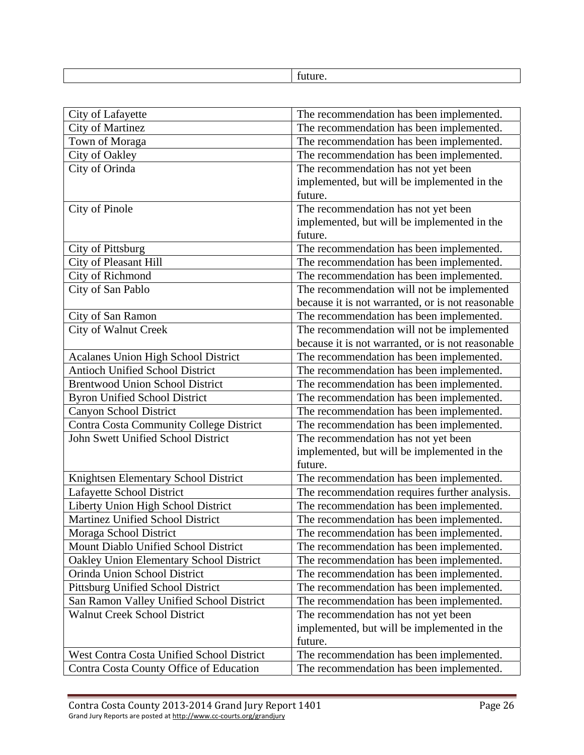| | future. |
|---|---|

| | |
|---|---|
| City of Lafayette | The recommendation has been implemented. |
| City of Martinez | The recommendation has been implemented. |
| Town of Moraga | The recommendation has been implemented. |
| City of Oakley | The recommendation has been implemented. |
| City of Orinda | The recommendation has not yet been implemented, but will be implemented in the future. |
| City of Pinole | The recommendation has not yet been implemented, but will be implemented in the future. |
| City of Pittsburg | The recommendation has been implemented. |
| City of Pleasant Hill | The recommendation has been implemented. |
| City of Richmond | The recommendation has been implemented. |
| City of San Pablo | The recommendation will not be implemented because it is not warranted, or is not reasonable |
| City of San Ramon | The recommendation has been implemented. |
| City of Walnut Creek | The recommendation will not be implemented because it is not warranted, or is not reasonable |
| Acalanes Union High School District | The recommendation has been implemented. |
| Antioch Unified School District | The recommendation has been implemented. |
| Brentwood Union School District | The recommendation has been implemented. |
| Byron Unified School District | The recommendation has been implemented. |
| Canyon School District | The recommendation has been implemented. |
| Contra Costa Community College District | The recommendation has been implemented. |
| John Swett Unified School District | The recommendation has not yet been implemented, but will be implemented in the future. |
| Knightsen Elementary School District | The recommendation has been implemented. |
| Lafayette School District | The recommendation requires further analysis. |
| Liberty Union High School District | The recommendation has been implemented. |
| Martinez Unified School District | The recommendation has been implemented. |
| Moraga School District | The recommendation has been implemented. |
| Mount Diablo Unified School District | The recommendation has been implemented. |
| Oakley Union Elementary School District | The recommendation has been implemented. |
| Orinda Union School District | The recommendation has been implemented. |
| Pittsburg Unified School District | The recommendation has been implemented. |
| San Ramon Valley Unified School District | The recommendation has been implemented. |
| Walnut Creek School District | The recommendation has not yet been implemented, but will be implemented in the future. |
| West Contra Costa Unified School District | The recommendation has been implemented. |
| Contra Costa County Office of Education | The recommendation has been implemented. |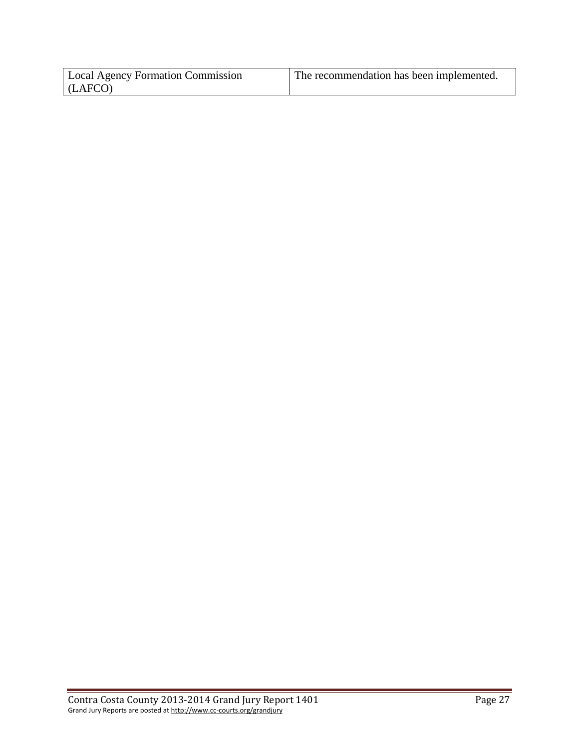| Local Agency Formation Commission (LAFCO) | The recommendation has been implemented. |
|---|---|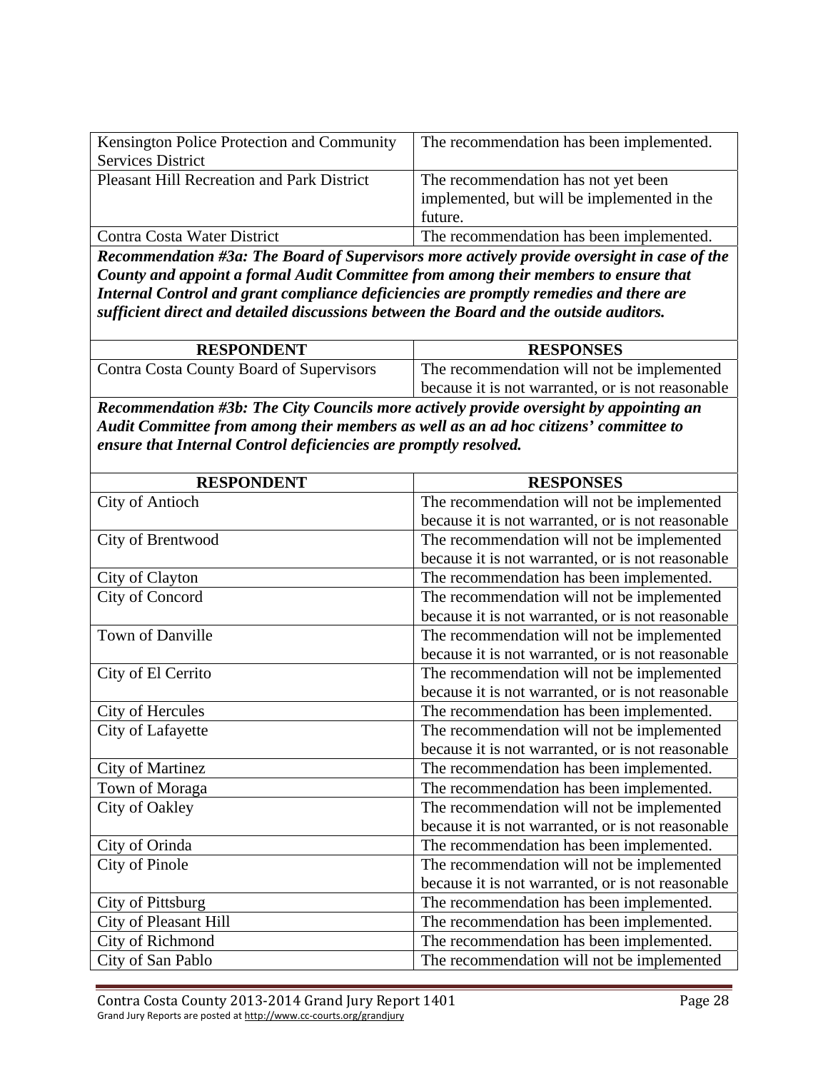| | |
|---|---|
| Kensington Police Protection and Community Services District | The recommendation has been implemented. |
| Pleasant Hill Recreation and Park District | The recommendation has not yet been implemented, but will be implemented in the future. |
| Contra Costa Water District | The recommendation has been implemented. |

***Recommendation #3a: The Board of Supervisors more actively provide oversight in case of the County and appoint a formal Audit Committee from among their members to ensure that Internal Control and grant compliance deficiencies are promptly remedies and there are sufficient direct and detailed discussions between the Board and the outside auditors.***

| RESPONDENT | RESPONSES |
|---|---|
| Contra Costa County Board of Supervisors | The recommendation will not be implemented because it is not warranted, or is not reasonable |

***Recommendation #3b: The City Councils more actively provide oversight by appointing an Audit Committee from among their members as well as an ad hoc citizens' committee to ensure that Internal Control deficiencies are promptly resolved.***

| RESPONDENT | RESPONSES |
|---|---|
| City of Antioch | The recommendation will not be implemented because it is not warranted, or is not reasonable |
| City of Brentwood | The recommendation will not be implemented because it is not warranted, or is not reasonable |
| City of Clayton | The recommendation has been implemented. |
| City of Concord | The recommendation will not be implemented because it is not warranted, or is not reasonable |
| Town of Danville | The recommendation will not be implemented because it is not warranted, or is not reasonable |
| City of El Cerrito | The recommendation will not be implemented because it is not warranted, or is not reasonable |
| City of Hercules | The recommendation has been implemented. |
| City of Lafayette | The recommendation will not be implemented because it is not warranted, or is not reasonable |
| City of Martinez | The recommendation has been implemented. |
| Town of Moraga | The recommendation has been implemented. |
| City of Oakley | The recommendation will not be implemented because it is not warranted, or is not reasonable |
| City of Orinda | The recommendation has been implemented. |
| City of Pinole | The recommendation will not be implemented because it is not warranted, or is not reasonable |
| City of Pittsburg | The recommendation has been implemented. |
| City of Pleasant Hill | The recommendation has been implemented. |
| City of Richmond | The recommendation has been implemented. |
| City of San Pablo | The recommendation will not be implemented |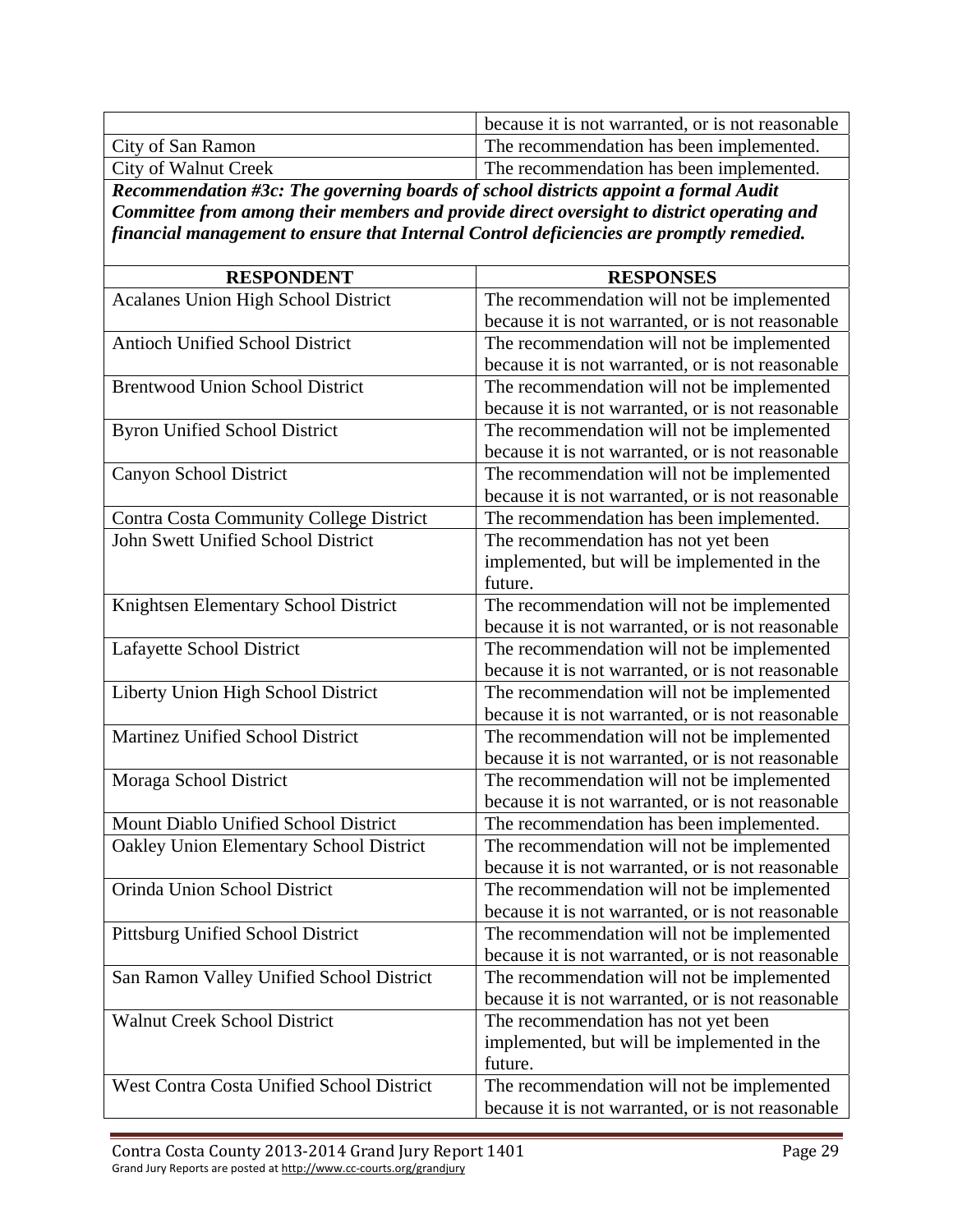| | |
|---|---|
| | because it is not warranted, or is not reasonable |
| City of San Ramon | The recommendation has been implemented. |
| City of Walnut Creek | The recommendation has been implemented. |

***Recommendation #3c: The governing boards of school districts appoint a formal Audit Committee from among their members and provide direct oversight to district operating and financial management to ensure that Internal Control deficiencies are promptly remedied.***

| RESPONDENT | RESPONSES |
|---|---|
| Acalanes Union High School District | The recommendation will not be implemented because it is not warranted, or is not reasonable |
| Antioch Unified School District | The recommendation will not be implemented because it is not warranted, or is not reasonable |
| Brentwood Union School District | The recommendation will not be implemented because it is not warranted, or is not reasonable |
| Byron Unified School District | The recommendation will not be implemented because it is not warranted, or is not reasonable |
| Canyon School District | The recommendation will not be implemented because it is not warranted, or is not reasonable |
| Contra Costa Community College District | The recommendation has been implemented. |
| John Swett Unified School District | The recommendation has not yet been implemented, but will be implemented in the future. |
| Knightsen Elementary School District | The recommendation will not be implemented because it is not warranted, or is not reasonable |
| Lafayette School District | The recommendation will not be implemented because it is not warranted, or is not reasonable |
| Liberty Union High School District | The recommendation will not be implemented because it is not warranted, or is not reasonable |
| Martinez Unified School District | The recommendation will not be implemented because it is not warranted, or is not reasonable |
| Moraga School District | The recommendation will not be implemented because it is not warranted, or is not reasonable |
| Mount Diablo Unified School District | The recommendation has been implemented. |
| Oakley Union Elementary School District | The recommendation will not be implemented because it is not warranted, or is not reasonable |
| Orinda Union School District | The recommendation will not be implemented because it is not warranted, or is not reasonable |
| Pittsburg Unified School District | The recommendation will not be implemented because it is not warranted, or is not reasonable |
| San Ramon Valley Unified School District | The recommendation will not be implemented because it is not warranted, or is not reasonable |
| Walnut Creek School District | The recommendation has not yet been implemented, but will be implemented in the future. |
| West Contra Costa Unified School District | The recommendation will not be implemented because it is not warranted, or is not reasonable |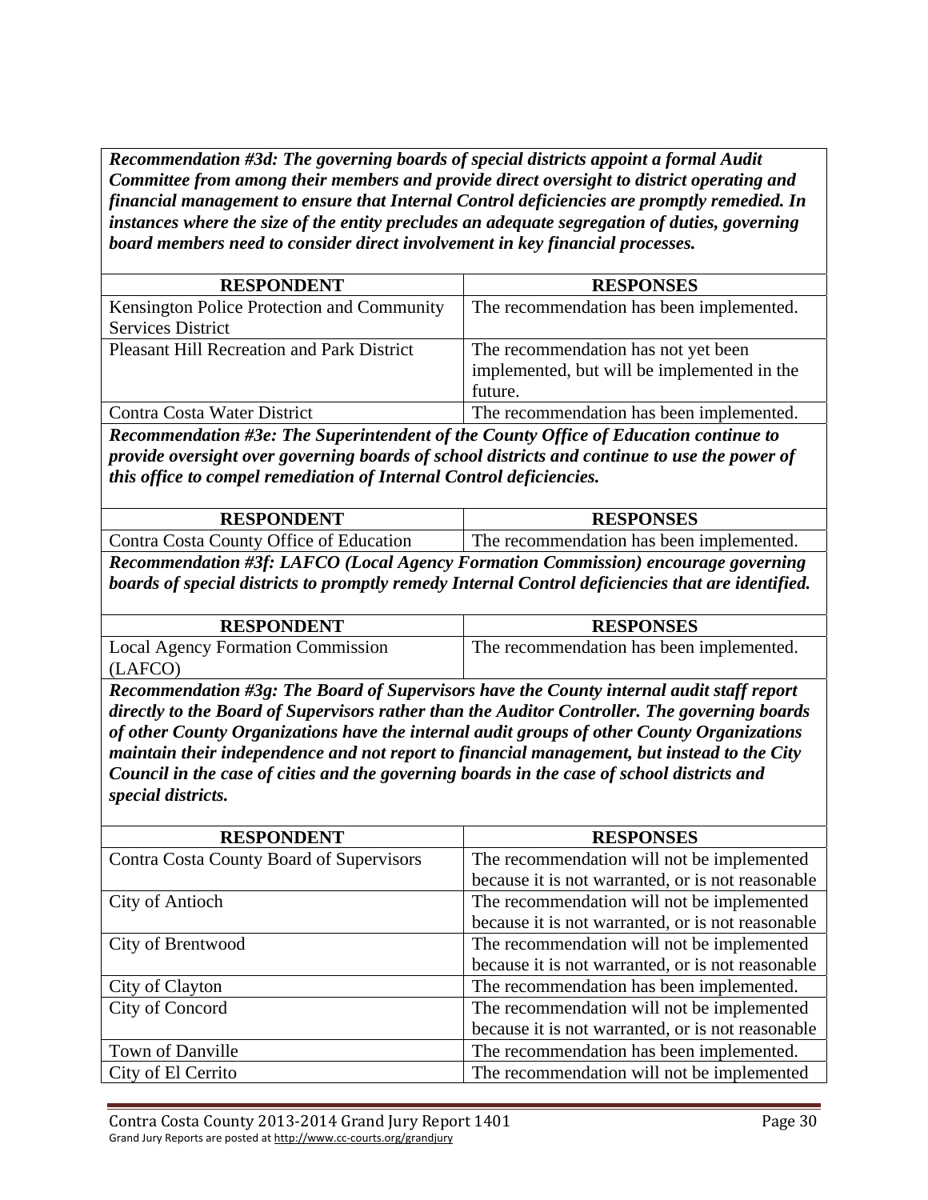***Recommendation #3d: The governing boards of special districts appoint a formal Audit Committee from among their members and provide direct oversight to district operating and financial management to ensure that Internal Control deficiencies are promptly remedied. In instances where the size of the entity precludes an adequate segregation of duties, governing board members need to consider direct involvement in key financial processes.***

| RESPONDENT | RESPONSES |
|---|---|
| Kensington Police Protection and Community Services District | The recommendation has been implemented. |
| Pleasant Hill Recreation and Park District | The recommendation has not yet been implemented, but will be implemented in the future. |
| Contra Costa Water District | The recommendation has been implemented. |

***Recommendation #3e: The Superintendent of the County Office of Education continue to provide oversight over governing boards of school districts and continue to use the power of this office to compel remediation of Internal Control deficiencies.***

| RESPONDENT | RESPONSES |
|---|---|
| Contra Costa County Office of Education | The recommendation has been implemented. |

***Recommendation #3f: LAFCO (Local Agency Formation Commission) encourage governing boards of special districts to promptly remedy Internal Control deficiencies that are identified.***

| RESPONDENT | RESPONSES |
|---|---|
| Local Agency Formation Commission (LAFCO) | The recommendation has been implemented. |

***Recommendation #3g: The Board of Supervisors have the County internal audit staff report directly to the Board of Supervisors rather than the Auditor Controller. The governing boards of other County Organizations have the internal audit groups of other County Organizations maintain their independence and not report to financial management, but instead to the City Council in the case of cities and the governing boards in the case of school districts and special districts.***

| RESPONDENT | RESPONSES |
|---|---|
| Contra Costa County Board of Supervisors | The recommendation will not be implemented because it is not warranted, or is not reasonable |
| City of Antioch | The recommendation will not be implemented because it is not warranted, or is not reasonable |
| City of Brentwood | The recommendation will not be implemented because it is not warranted, or is not reasonable |
| City of Clayton | The recommendation has been implemented. |
| City of Concord | The recommendation will not be implemented because it is not warranted, or is not reasonable |
| Town of Danville | The recommendation has been implemented. |
| City of El Cerrito | The recommendation will not be implemented |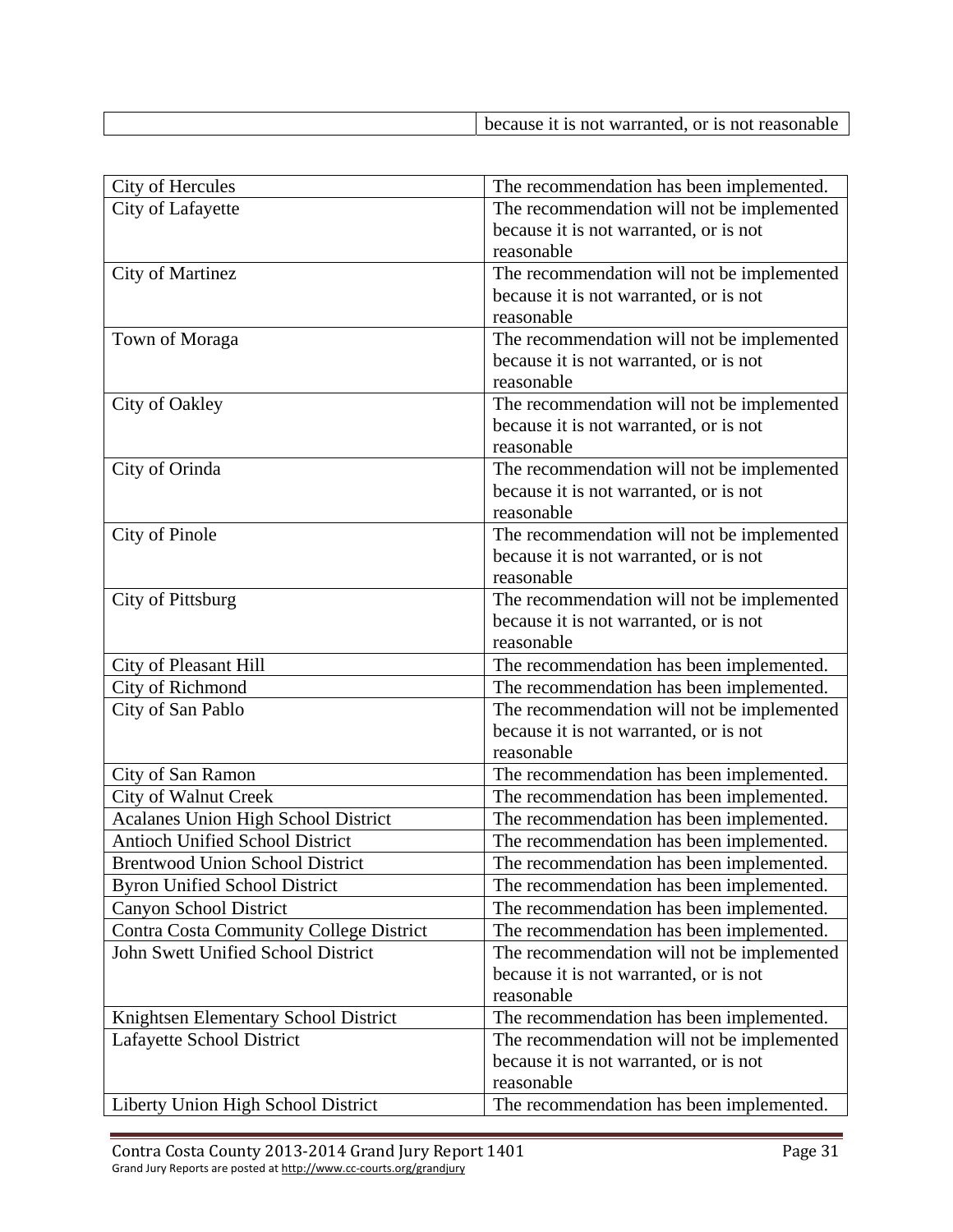| | because it is not warranted, or is not reasonable |
|---|---|

| | |
|---|---|
| City of Hercules | The recommendation has been implemented. |
| City of Lafayette | The recommendation will not be implemented because it is not warranted, or is not reasonable |
| City of Martinez | The recommendation will not be implemented because it is not warranted, or is not reasonable |
| Town of Moraga | The recommendation will not be implemented because it is not warranted, or is not reasonable |
| City of Oakley | The recommendation will not be implemented because it is not warranted, or is not reasonable |
| City of Orinda | The recommendation will not be implemented because it is not warranted, or is not reasonable |
| City of Pinole | The recommendation will not be implemented because it is not warranted, or is not reasonable |
| City of Pittsburg | The recommendation will not be implemented because it is not warranted, or is not reasonable |
| City of Pleasant Hill | The recommendation has been implemented. |
| City of Richmond | The recommendation has been implemented. |
| City of San Pablo | The recommendation will not be implemented because it is not warranted, or is not reasonable |
| City of San Ramon | The recommendation has been implemented. |
| City of Walnut Creek | The recommendation has been implemented. |
| Acalanes Union High School District | The recommendation has been implemented. |
| Antioch Unified School District | The recommendation has been implemented. |
| Brentwood Union School District | The recommendation has been implemented. |
| Byron Unified School District | The recommendation has been implemented. |
| Canyon School District | The recommendation has been implemented. |
| Contra Costa Community College District | The recommendation has been implemented. |
| John Swett Unified School District | The recommendation will not be implemented because it is not warranted, or is not reasonable |
| Knightsen Elementary School District | The recommendation has been implemented. |
| Lafayette School District | The recommendation will not be implemented because it is not warranted, or is not reasonable |
| Liberty Union High School District | The recommendation has been implemented. |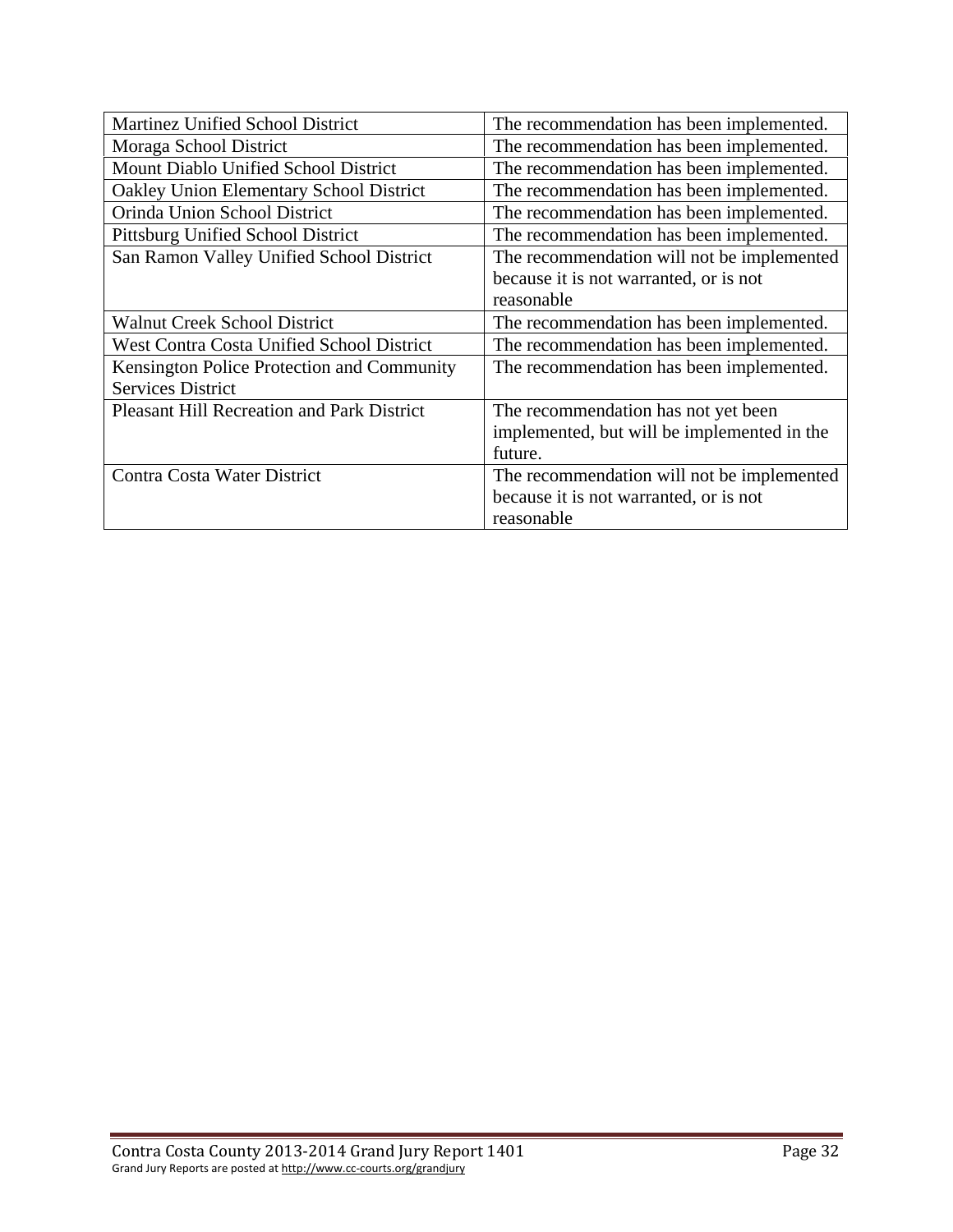| | |
|---|---|
| Martinez Unified School District | The recommendation has been implemented. |
| Moraga School District | The recommendation has been implemented. |
| Mount Diablo Unified School District | The recommendation has been implemented. |
| Oakley Union Elementary School District | The recommendation has been implemented. |
| Orinda Union School District | The recommendation has been implemented. |
| Pittsburg Unified School District | The recommendation has been implemented. |
| San Ramon Valley Unified School District | The recommendation will not be implemented because it is not warranted, or is not reasonable |
| Walnut Creek School District | The recommendation has been implemented. |
| West Contra Costa Unified School District | The recommendation has been implemented. |
| Kensington Police Protection and Community Services District | The recommendation has been implemented. |
| Pleasant Hill Recreation and Park District | The recommendation has not yet been implemented, but will be implemented in the future. |
| Contra Costa Water District | The recommendation will not be implemented because it is not warranted, or is not reasonable |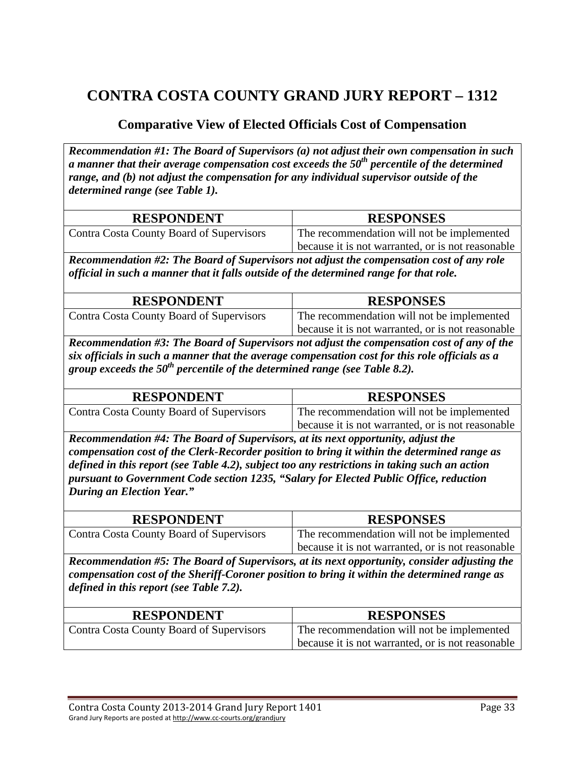# CONTRA COSTA COUNTY GRAND JURY REPORT – 1312

## Comparative View of Elected Officials Cost of Compensation

***Recommendation #1: The Board of Supervisors (a) not adjust their own compensation in such a manner that their average compensation cost exceeds the 50th percentile of the determined range, and (b) not adjust the compensation for any individual supervisor outside of the determined range (see Table 1).***

| RESPONDENT | RESPONSES |
| --- | --- |
| Contra Costa County Board of Supervisors | The recommendation will not be implemented because it is not warranted, or is not reasonable |

***Recommendation #2: The Board of Supervisors not adjust the compensation cost of any role official in such a manner that it falls outside of the determined range for that role.***

| RESPONDENT | RESPONSES |
| --- | --- |
| Contra Costa County Board of Supervisors | The recommendation will not be implemented because it is not warranted, or is not reasonable |

***Recommendation #3: The Board of Supervisors not adjust the compensation cost of any of the six officials in such a manner that the average compensation cost for this role officials as a group exceeds the 50th percentile of the determined range (see Table 8.2).***

| RESPONDENT | RESPONSES |
| --- | --- |
| Contra Costa County Board of Supervisors | The recommendation will not be implemented because it is not warranted, or is not reasonable |

***Recommendation #4: The Board of Supervisors, at its next opportunity, adjust the compensation cost of the Clerk-Recorder position to bring it within the determined range as defined in this report (see Table 4.2), subject too any restrictions in taking such an action pursuant to Government Code section 1235, "Salary for Elected Public Office, reduction During an Election Year."***

| RESPONDENT | RESPONSES |
| --- | --- |
| Contra Costa County Board of Supervisors | The recommendation will not be implemented because it is not warranted, or is not reasonable |

***Recommendation #5: The Board of Supervisors, at its next opportunity, consider adjusting the compensation cost of the Sheriff-Coroner position to bring it within the determined range as defined in this report (see Table 7.2).***

| RESPONDENT | RESPONSES |
| --- | --- |
| Contra Costa County Board of Supervisors | The recommendation will not be implemented because it is not warranted, or is not reasonable |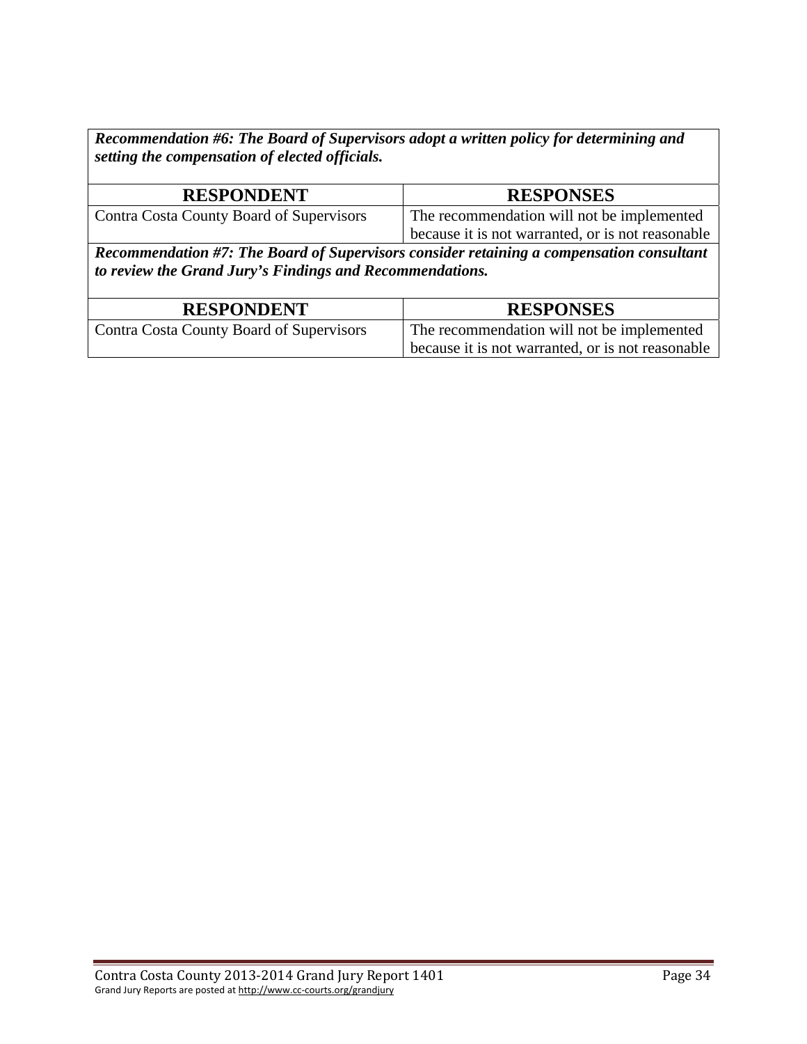***Recommendation #6: The Board of Supervisors adopt a written policy for determining and setting the compensation of elected officials.***

| RESPONDENT | RESPONSES |
|---|---|
| Contra Costa County Board of Supervisors | The recommendation will not be implemented because it is not warranted, or is not reasonable |

***Recommendation #7: The Board of Supervisors consider retaining a compensation consultant to review the Grand Jury's Findings and Recommendations.***

| RESPONDENT | RESPONSES |
|---|---|
| Contra Costa County Board of Supervisors | The recommendation will not be implemented because it is not warranted, or is not reasonable |